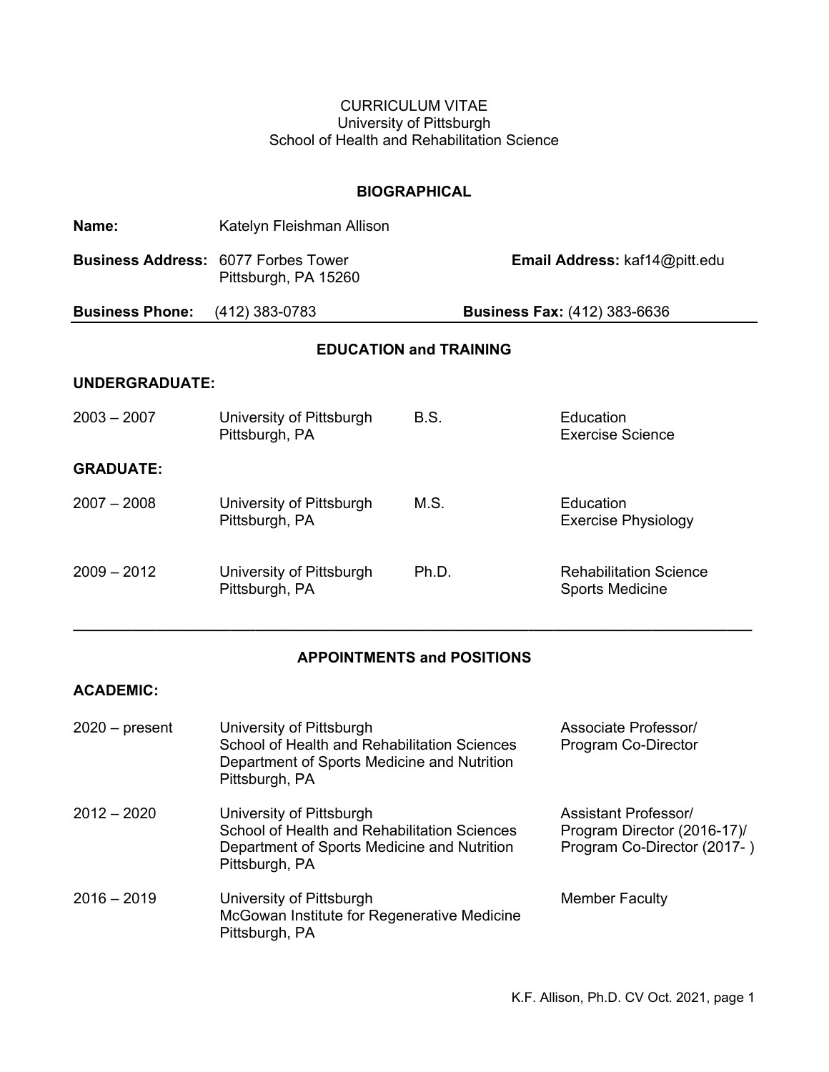CURRICULUM VITAE
University of Pittsburgh
School of Health and Rehabilitation Science

## BIOGRAPHICAL

**Name:** Katelyn Fleishman Allison

**Business Address:** 6077 Forbes Tower
Pittsburgh, PA 15260

**Email Address:** kaf14@pitt.edu

**Business Phone:** (412) 383-0783

**Business Fax:** (412) 383-6636

## EDUCATION and TRAINING

### UNDERGRADUATE:

| | | | |
|---|---|---|---|
| 2003 – 2007 | University of Pittsburgh<br>Pittsburgh, PA | B.S. | Education<br>Exercise Science |

### GRADUATE:

| | | | |
|---|---|---|---|
| 2007 – 2008 | University of Pittsburgh<br>Pittsburgh, PA | M.S. | Education<br>Exercise Physiology |
| 2009 – 2012 | University of Pittsburgh<br>Pittsburgh, PA | Ph.D. | Rehabilitation Science<br>Sports Medicine |

---

## APPOINTMENTS and POSITIONS

### ACADEMIC:

| | | |
|---|---|---|
| 2020 – present | University of Pittsburgh<br>School of Health and Rehabilitation Sciences<br>Department of Sports Medicine and Nutrition<br>Pittsburgh, PA | Associate Professor/<br>Program Co-Director |
| 2012 – 2020 | University of Pittsburgh<br>School of Health and Rehabilitation Sciences<br>Department of Sports Medicine and Nutrition<br>Pittsburgh, PA | Assistant Professor/<br>Program Director (2016-17)/<br>Program Co-Director (2017- ) |
| 2016 – 2019 | University of Pittsburgh<br>McGowan Institute for Regenerative Medicine<br>Pittsburgh, PA | Member Faculty |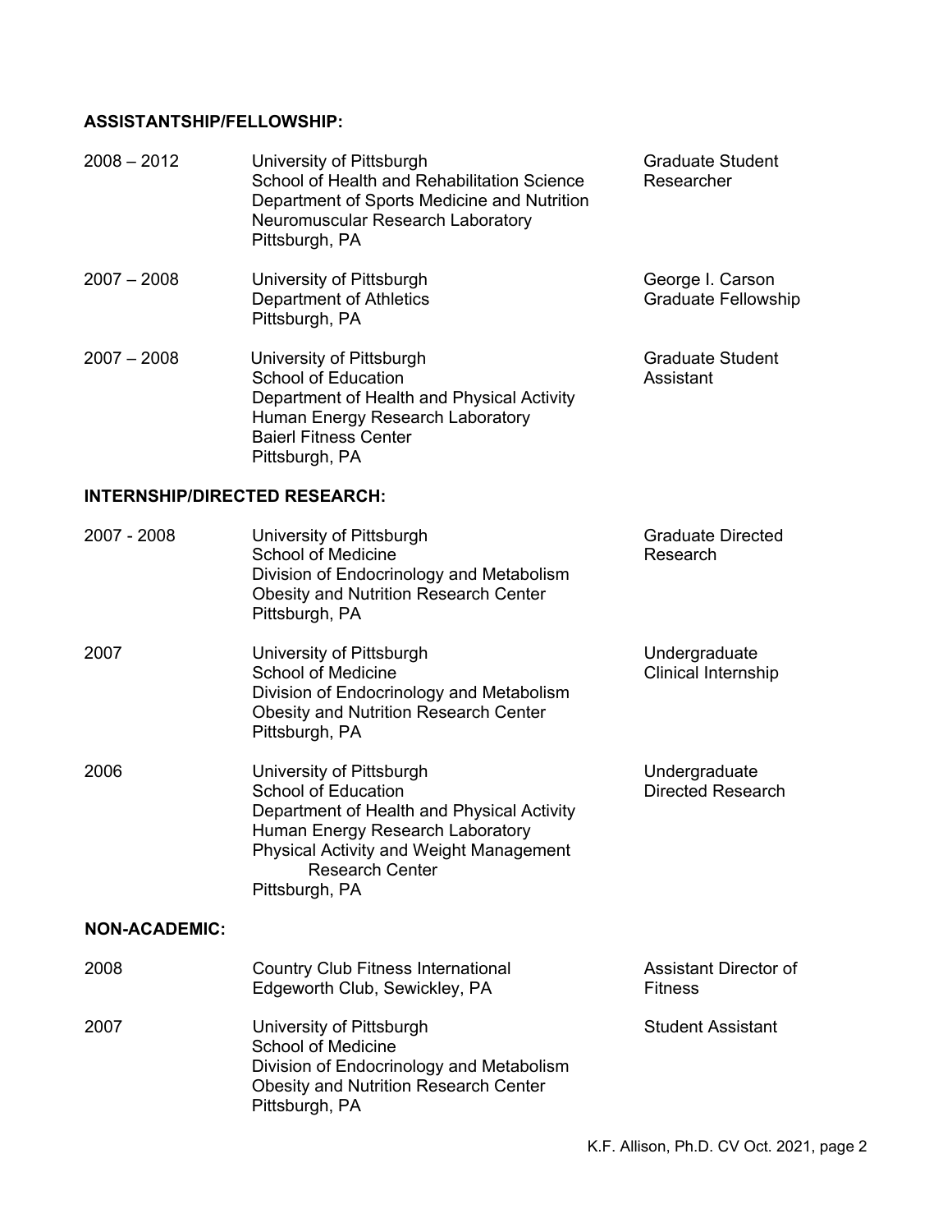**ASSISTANTSHIP/FELLOWSHIP:**

| | | |
|---|---|---|
| 2008 – 2012 | University of Pittsburgh<br>School of Health and Rehabilitation Science<br>Department of Sports Medicine and Nutrition<br>Neuromuscular Research Laboratory<br>Pittsburgh, PA | Graduate Student Researcher |
| 2007 – 2008 | University of Pittsburgh<br>Department of Athletics<br>Pittsburgh, PA | George I. Carson Graduate Fellowship |
| 2007 – 2008 | University of Pittsburgh<br>School of Education<br>Department of Health and Physical Activity<br>Human Energy Research Laboratory<br>Baierl Fitness Center<br>Pittsburgh, PA | Graduate Student Assistant |

**INTERNSHIP/DIRECTED RESEARCH:**

| | | |
|---|---|---|
| 2007 - 2008 | University of Pittsburgh<br>School of Medicine<br>Division of Endocrinology and Metabolism<br>Obesity and Nutrition Research Center<br>Pittsburgh, PA | Graduate Directed Research |
| 2007 | University of Pittsburgh<br>School of Medicine<br>Division of Endocrinology and Metabolism<br>Obesity and Nutrition Research Center<br>Pittsburgh, PA | Undergraduate Clinical Internship |
| 2006 | University of Pittsburgh<br>School of Education<br>Department of Health and Physical Activity<br>Human Energy Research Laboratory<br>Physical Activity and Weight Management Research Center<br>Pittsburgh, PA | Undergraduate Directed Research |

**NON-ACADEMIC:**

| | | |
|---|---|---|
| 2008 | Country Club Fitness International<br>Edgeworth Club, Sewickley, PA | Assistant Director of Fitness |
| 2007 | University of Pittsburgh<br>School of Medicine<br>Division of Endocrinology and Metabolism<br>Obesity and Nutrition Research Center<br>Pittsburgh, PA | Student Assistant |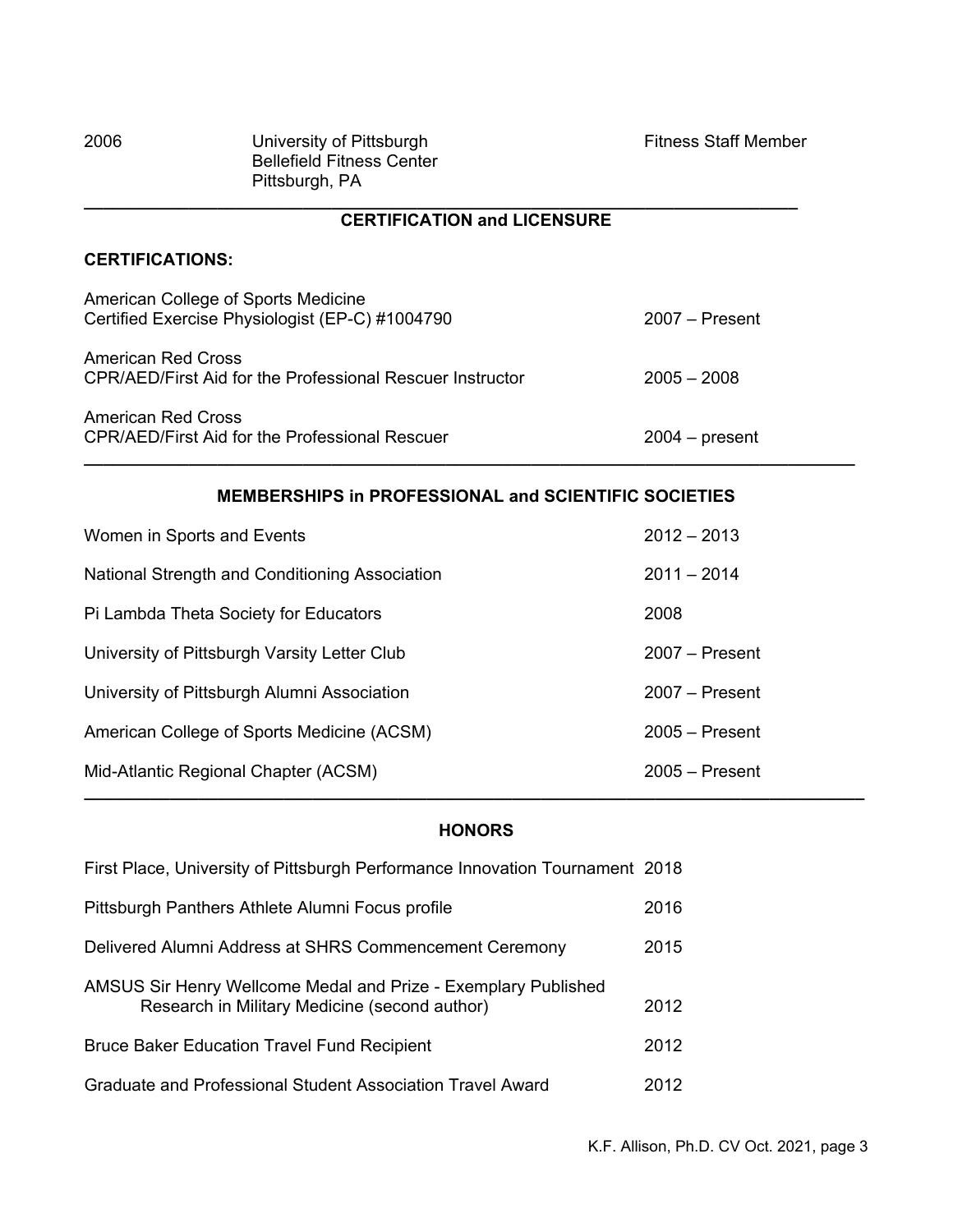| | | |
|---|---|---|
| 2006 | University of Pittsburgh<br>Bellefield Fitness Center<br>Pittsburgh, PA | Fitness Staff Member |

---

## CERTIFICATION and LICENSURE

**CERTIFICATIONS:**

| | |
|---|---|
| American College of Sports Medicine<br>Certified Exercise Physiologist (EP-C) #1004790 | 2007 – Present |
| American Red Cross<br>CPR/AED/First Aid for the Professional Rescuer Instructor | 2005 – 2008 |
| American Red Cross<br>CPR/AED/First Aid for the Professional Rescuer | 2004 – present |

---

## MEMBERSHIPS in PROFESSIONAL and SCIENTIFIC SOCIETIES

| | |
|---|---|
| Women in Sports and Events | 2012 – 2013 |
| National Strength and Conditioning Association | 2011 – 2014 |
| Pi Lambda Theta Society for Educators | 2008 |
| University of Pittsburgh Varsity Letter Club | 2007 – Present |
| University of Pittsburgh Alumni Association | 2007 – Present |
| American College of Sports Medicine (ACSM) | 2005 – Present |
| Mid-Atlantic Regional Chapter (ACSM) | 2005 – Present |

---

## HONORS

| | |
|---|---|
| First Place, University of Pittsburgh Performance Innovation Tournament | 2018 |
| Pittsburgh Panthers Athlete Alumni Focus profile | 2016 |
| Delivered Alumni Address at SHRS Commencement Ceremony | 2015 |
| AMSUS Sir Henry Wellcome Medal and Prize - Exemplary Published Research in Military Medicine (second author) | 2012 |
| Bruce Baker Education Travel Fund Recipient | 2012 |
| Graduate and Professional Student Association Travel Award | 2012 |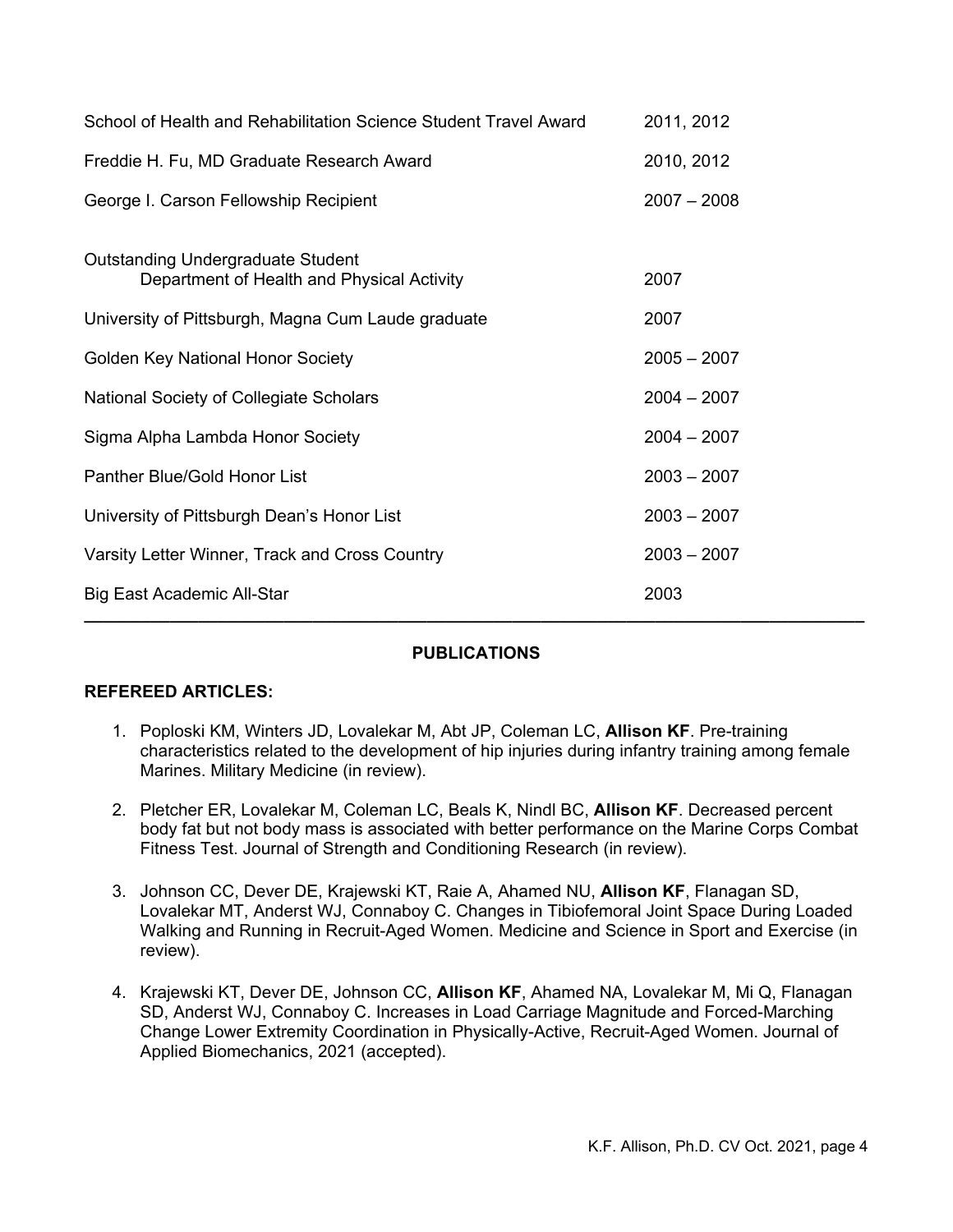| | |
|---|---|
| School of Health and Rehabilitation Science Student Travel Award | 2011, 2012 |
| Freddie H. Fu, MD Graduate Research Award | 2010, 2012 |
| George I. Carson Fellowship Recipient | 2007 – 2008 |
| Outstanding Undergraduate Student<br>Department of Health and Physical Activity | 2007 |
| University of Pittsburgh, Magna Cum Laude graduate | 2007 |
| Golden Key National Honor Society | 2005 – 2007 |
| National Society of Collegiate Scholars | 2004 – 2007 |
| Sigma Alpha Lambda Honor Society | 2004 – 2007 |
| Panther Blue/Gold Honor List | 2003 – 2007 |
| University of Pittsburgh Dean's Honor List | 2003 – 2007 |
| Varsity Letter Winner, Track and Cross Country | 2003 – 2007 |
| Big East Academic All-Star | 2003 |

---

## PUBLICATIONS

### REFEREED ARTICLES:

1. Poploski KM, Winters JD, Lovalekar M, Abt JP, Coleman LC, **Allison KF**. Pre-training characteristics related to the development of hip injuries during infantry training among female Marines. Military Medicine (in review).

2. Pletcher ER, Lovalekar M, Coleman LC, Beals K, Nindl BC, **Allison KF**. Decreased percent body fat but not body mass is associated with better performance on the Marine Corps Combat Fitness Test. Journal of Strength and Conditioning Research (in review).

3. Johnson CC, Dever DE, Krajewski KT, Raie A, Ahamed NU, **Allison KF**, Flanagan SD, Lovalekar MT, Anderst WJ, Connaboy C. Changes in Tibiofemoral Joint Space During Loaded Walking and Running in Recruit-Aged Women. Medicine and Science in Sport and Exercise (in review).

4. Krajewski KT, Dever DE, Johnson CC, **Allison KF**, Ahamed NA, Lovalekar M, Mi Q, Flanagan SD, Anderst WJ, Connaboy C. Increases in Load Carriage Magnitude and Forced-Marching Change Lower Extremity Coordination in Physically-Active, Recruit-Aged Women. Journal of Applied Biomechanics, 2021 (accepted).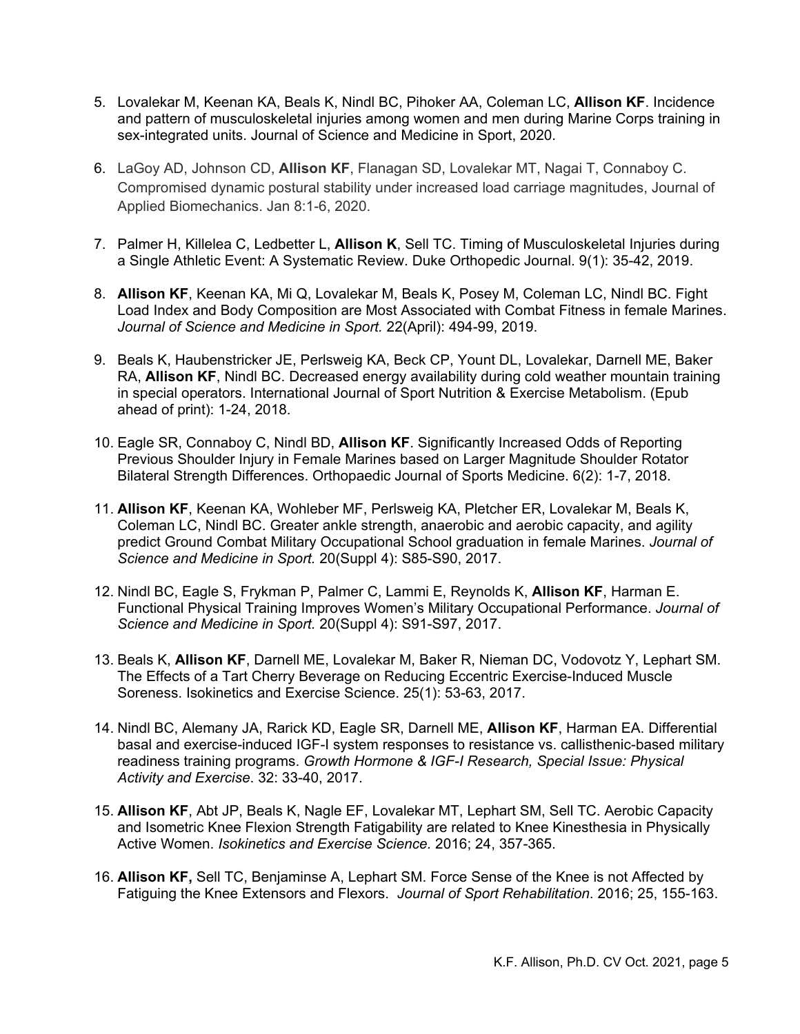5. Lovalekar M, Keenan KA, Beals K, Nindl BC, Pihoker AA, Coleman LC, **Allison KF**. Incidence and pattern of musculoskeletal injuries among women and men during Marine Corps training in sex-integrated units. Journal of Science and Medicine in Sport, 2020.

6. LaGoy AD, Johnson CD, **Allison KF**, Flanagan SD, Lovalekar MT, Nagai T, Connaboy C. Compromised dynamic postural stability under increased load carriage magnitudes, Journal of Applied Biomechanics. Jan 8:1-6, 2020.

7. Palmer H, Killelea C, Ledbetter L, **Allison K**, Sell TC. Timing of Musculoskeletal Injuries during a Single Athletic Event: A Systematic Review. Duke Orthopedic Journal. 9(1): 35-42, 2019.

8. **Allison KF**, Keenan KA, Mi Q, Lovalekar M, Beals K, Posey M, Coleman LC, Nindl BC. Fight Load Index and Body Composition are Most Associated with Combat Fitness in female Marines. *Journal of Science and Medicine in Sport.* 22(April): 494-99, 2019.

9. Beals K, Haubenstricker JE, Perlsweig KA, Beck CP, Yount DL, Lovalekar, Darnell ME, Baker RA, **Allison KF**, Nindl BC. Decreased energy availability during cold weather mountain training in special operators. International Journal of Sport Nutrition & Exercise Metabolism. (Epub ahead of print): 1-24, 2018.

10. Eagle SR, Connaboy C, Nindl BD, **Allison KF**. Significantly Increased Odds of Reporting Previous Shoulder Injury in Female Marines based on Larger Magnitude Shoulder Rotator Bilateral Strength Differences. Orthopaedic Journal of Sports Medicine. 6(2): 1-7, 2018.

11. **Allison KF**, Keenan KA, Wohleber MF, Perlsweig KA, Pletcher ER, Lovalekar M, Beals K, Coleman LC, Nindl BC. Greater ankle strength, anaerobic and aerobic capacity, and agility predict Ground Combat Military Occupational School graduation in female Marines. *Journal of Science and Medicine in Sport.* 20(Suppl 4): S85-S90, 2017.

12. Nindl BC, Eagle S, Frykman P, Palmer C, Lammi E, Reynolds K, **Allison KF**, Harman E. Functional Physical Training Improves Women's Military Occupational Performance. *Journal of Science and Medicine in Sport.* 20(Suppl 4): S91-S97, 2017.

13. Beals K, **Allison KF**, Darnell ME, Lovalekar M, Baker R, Nieman DC, Vodovotz Y, Lephart SM. The Effects of a Tart Cherry Beverage on Reducing Eccentric Exercise-Induced Muscle Soreness. Isokinetics and Exercise Science. 25(1): 53-63, 2017.

14. Nindl BC, Alemany JA, Rarick KD, Eagle SR, Darnell ME, **Allison KF**, Harman EA. Differential basal and exercise-induced IGF-I system responses to resistance vs. callisthenic-based military readiness training programs. *Growth Hormone & IGF-I Research, Special Issue: Physical Activity and Exercise*. 32: 33-40, 2017.

15. **Allison KF**, Abt JP, Beals K, Nagle EF, Lovalekar MT, Lephart SM, Sell TC. Aerobic Capacity and Isometric Knee Flexion Strength Fatigability are related to Knee Kinesthesia in Physically Active Women. *Isokinetics and Exercise Science.* 2016; 24, 357-365.

16. **Allison KF,** Sell TC, Benjaminse A, Lephart SM. Force Sense of the Knee is not Affected by Fatiguing the Knee Extensors and Flexors. *Journal of Sport Rehabilitation*. 2016; 25, 155-163.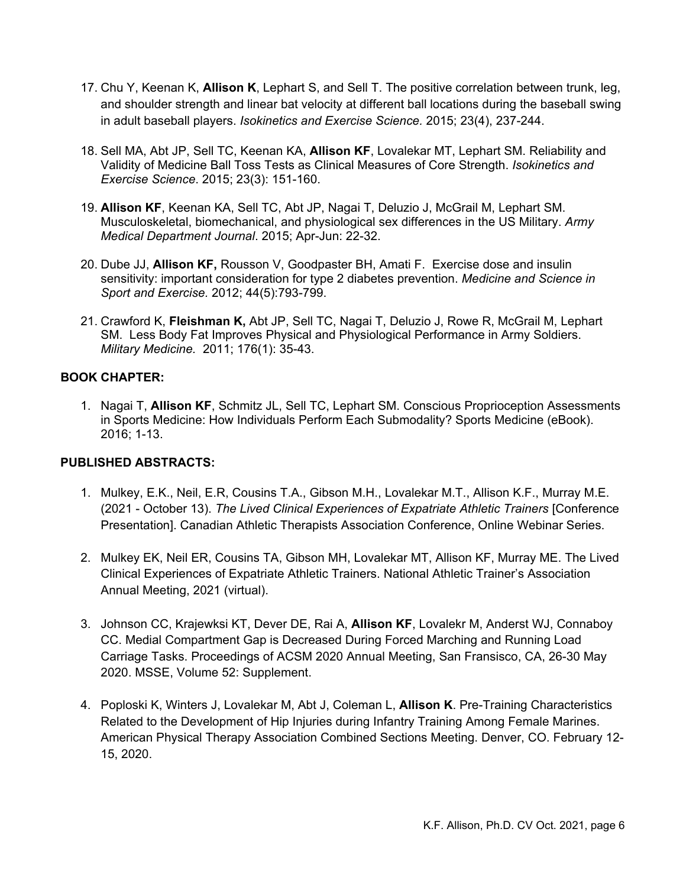17. Chu Y, Keenan K, **Allison K**, Lephart S, and Sell T. The positive correlation between trunk, leg, and shoulder strength and linear bat velocity at different ball locations during the baseball swing in adult baseball players. *Isokinetics and Exercise Science.* 2015; 23(4), 237-244.

18. Sell MA, Abt JP, Sell TC, Keenan KA, **Allison KF**, Lovalekar MT, Lephart SM. Reliability and Validity of Medicine Ball Toss Tests as Clinical Measures of Core Strength. *Isokinetics and Exercise Science*. 2015; 23(3): 151-160.

19. **Allison KF**, Keenan KA, Sell TC, Abt JP, Nagai T, Deluzio J, McGrail M, Lephart SM. Musculoskeletal, biomechanical, and physiological sex differences in the US Military. *Army Medical Department Journal*. 2015; Apr-Jun: 22-32.

20. Dube JJ, **Allison KF,** Rousson V, Goodpaster BH, Amati F. Exercise dose and insulin sensitivity: important consideration for type 2 diabetes prevention. *Medicine and Science in Sport and Exercise.* 2012; 44(5):793-799.

21. Crawford K, **Fleishman K,** Abt JP, Sell TC, Nagai T, Deluzio J, Rowe R, McGrail M, Lephart SM. Less Body Fat Improves Physical and Physiological Performance in Army Soldiers. *Military Medicine.* 2011; 176(1): 35-43.

**BOOK CHAPTER:**

1. Nagai T, **Allison KF**, Schmitz JL, Sell TC, Lephart SM. Conscious Proprioception Assessments in Sports Medicine: How Individuals Perform Each Submodality? Sports Medicine (eBook). 2016; 1-13.

**PUBLISHED ABSTRACTS:**

1. Mulkey, E.K., Neil, E.R, Cousins T.A., Gibson M.H., Lovalekar M.T., Allison K.F., Murray M.E. (2021 - October 13). *The Lived Clinical Experiences of Expatriate Athletic Trainers* [Conference Presentation]. Canadian Athletic Therapists Association Conference, Online Webinar Series.

2. Mulkey EK, Neil ER, Cousins TA, Gibson MH, Lovalekar MT, Allison KF, Murray ME. The Lived Clinical Experiences of Expatriate Athletic Trainers. National Athletic Trainer's Association Annual Meeting, 2021 (virtual).

3. Johnson CC, Krajewksi KT, Dever DE, Rai A, **Allison KF**, Lovalekr M, Anderst WJ, Connaboy CC. Medial Compartment Gap is Decreased During Forced Marching and Running Load Carriage Tasks. Proceedings of ACSM 2020 Annual Meeting, San Fransisco, CA, 26-30 May 2020. MSSE, Volume 52: Supplement.

4. Poploski K, Winters J, Lovalekar M, Abt J, Coleman L, **Allison K**. Pre-Training Characteristics Related to the Development of Hip Injuries during Infantry Training Among Female Marines. American Physical Therapy Association Combined Sections Meeting. Denver, CO. February 12-15, 2020.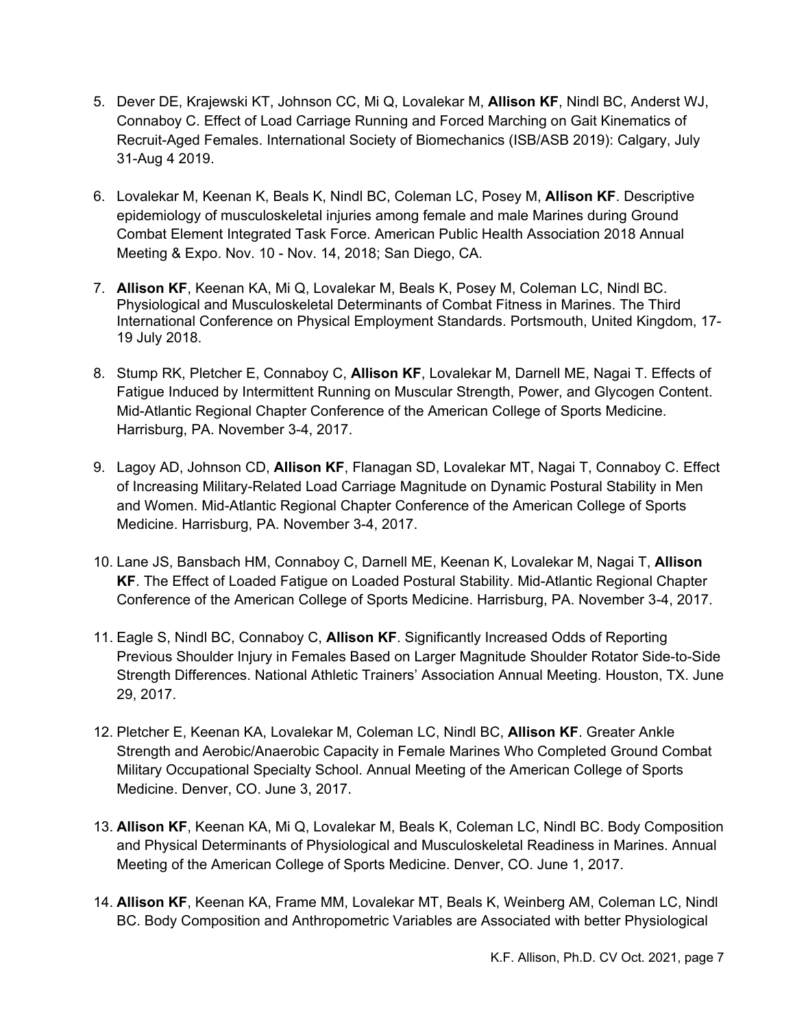5. Dever DE, Krajewski KT, Johnson CC, Mi Q, Lovalekar M, **Allison KF**, Nindl BC, Anderst WJ, Connaboy C. Effect of Load Carriage Running and Forced Marching on Gait Kinematics of Recruit-Aged Females. International Society of Biomechanics (ISB/ASB 2019): Calgary, July 31-Aug 4 2019.

6. Lovalekar M, Keenan K, Beals K, Nindl BC, Coleman LC, Posey M, **Allison KF**. Descriptive epidemiology of musculoskeletal injuries among female and male Marines during Ground Combat Element Integrated Task Force. American Public Health Association 2018 Annual Meeting & Expo. Nov. 10 - Nov. 14, 2018; San Diego, CA.

7. **Allison KF**, Keenan KA, Mi Q, Lovalekar M, Beals K, Posey M, Coleman LC, Nindl BC. Physiological and Musculoskeletal Determinants of Combat Fitness in Marines. The Third International Conference on Physical Employment Standards. Portsmouth, United Kingdom, 17-19 July 2018.

8. Stump RK, Pletcher E, Connaboy C, **Allison KF**, Lovalekar M, Darnell ME, Nagai T. Effects of Fatigue Induced by Intermittent Running on Muscular Strength, Power, and Glycogen Content. Mid-Atlantic Regional Chapter Conference of the American College of Sports Medicine. Harrisburg, PA. November 3-4, 2017.

9. Lagoy AD, Johnson CD, **Allison KF**, Flanagan SD, Lovalekar MT, Nagai T, Connaboy C. Effect of Increasing Military-Related Load Carriage Magnitude on Dynamic Postural Stability in Men and Women. Mid-Atlantic Regional Chapter Conference of the American College of Sports Medicine. Harrisburg, PA. November 3-4, 2017.

10. Lane JS, Bansbach HM, Connaboy C, Darnell ME, Keenan K, Lovalekar M, Nagai T, **Allison KF**. The Effect of Loaded Fatigue on Loaded Postural Stability. Mid-Atlantic Regional Chapter Conference of the American College of Sports Medicine. Harrisburg, PA. November 3-4, 2017.

11. Eagle S, Nindl BC, Connaboy C, **Allison KF**. Significantly Increased Odds of Reporting Previous Shoulder Injury in Females Based on Larger Magnitude Shoulder Rotator Side-to-Side Strength Differences. National Athletic Trainers' Association Annual Meeting. Houston, TX. June 29, 2017.

12. Pletcher E, Keenan KA, Lovalekar M, Coleman LC, Nindl BC, **Allison KF**. Greater Ankle Strength and Aerobic/Anaerobic Capacity in Female Marines Who Completed Ground Combat Military Occupational Specialty School. Annual Meeting of the American College of Sports Medicine. Denver, CO. June 3, 2017.

13. **Allison KF**, Keenan KA, Mi Q, Lovalekar M, Beals K, Coleman LC, Nindl BC. Body Composition and Physical Determinants of Physiological and Musculoskeletal Readiness in Marines. Annual Meeting of the American College of Sports Medicine. Denver, CO. June 1, 2017.

14. **Allison KF**, Keenan KA, Frame MM, Lovalekar MT, Beals K, Weinberg AM, Coleman LC, Nindl BC. Body Composition and Anthropometric Variables are Associated with better Physiological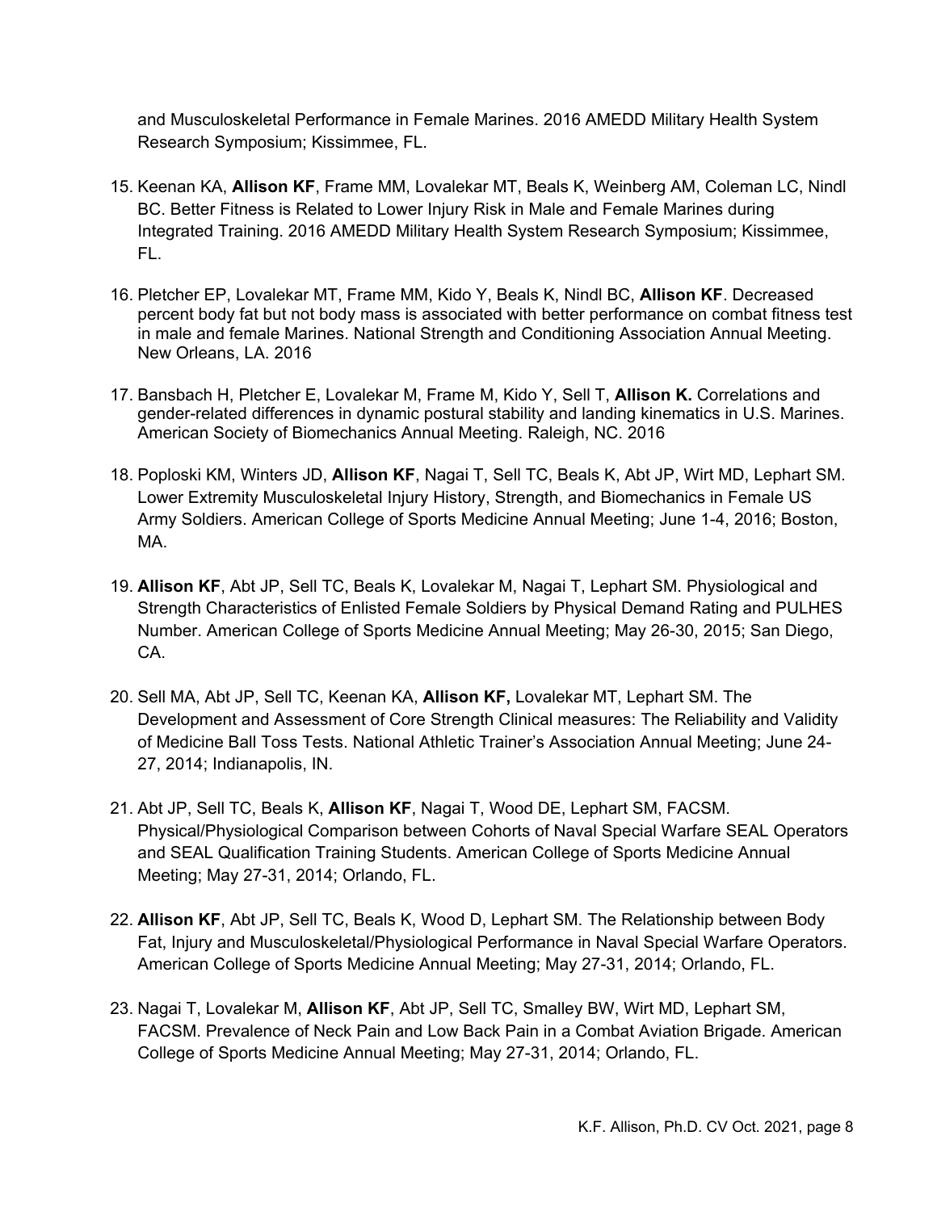and Musculoskeletal Performance in Female Marines. 2016 AMEDD Military Health System Research Symposium; Kissimmee, FL.

15. Keenan KA, **Allison KF**, Frame MM, Lovalekar MT, Beals K, Weinberg AM, Coleman LC, Nindl BC. Better Fitness is Related to Lower Injury Risk in Male and Female Marines during Integrated Training. 2016 AMEDD Military Health System Research Symposium; Kissimmee, FL.

16. Pletcher EP, Lovalekar MT, Frame MM, Kido Y, Beals K, Nindl BC, **Allison KF**. Decreased percent body fat but not body mass is associated with better performance on combat fitness test in male and female Marines. National Strength and Conditioning Association Annual Meeting. New Orleans, LA. 2016

17. Bansbach H, Pletcher E, Lovalekar M, Frame M, Kido Y, Sell T, **Allison K.** Correlations and gender-related differences in dynamic postural stability and landing kinematics in U.S. Marines. American Society of Biomechanics Annual Meeting. Raleigh, NC. 2016

18. Poploski KM, Winters JD, **Allison KF**, Nagai T, Sell TC, Beals K, Abt JP, Wirt MD, Lephart SM. Lower Extremity Musculoskeletal Injury History, Strength, and Biomechanics in Female US Army Soldiers. American College of Sports Medicine Annual Meeting; June 1-4, 2016; Boston, MA.

19. **Allison KF**, Abt JP, Sell TC, Beals K, Lovalekar M, Nagai T, Lephart SM. Physiological and Strength Characteristics of Enlisted Female Soldiers by Physical Demand Rating and PULHES Number. American College of Sports Medicine Annual Meeting; May 26-30, 2015; San Diego, CA.

20. Sell MA, Abt JP, Sell TC, Keenan KA, **Allison KF,** Lovalekar MT, Lephart SM. The Development and Assessment of Core Strength Clinical measures: The Reliability and Validity of Medicine Ball Toss Tests. National Athletic Trainer's Association Annual Meeting; June 24-27, 2014; Indianapolis, IN.

21. Abt JP, Sell TC, Beals K, **Allison KF**, Nagai T, Wood DE, Lephart SM, FACSM. Physical/Physiological Comparison between Cohorts of Naval Special Warfare SEAL Operators and SEAL Qualification Training Students. American College of Sports Medicine Annual Meeting; May 27-31, 2014; Orlando, FL.

22. **Allison KF**, Abt JP, Sell TC, Beals K, Wood D, Lephart SM. The Relationship between Body Fat, Injury and Musculoskeletal/Physiological Performance in Naval Special Warfare Operators. American College of Sports Medicine Annual Meeting; May 27-31, 2014; Orlando, FL.

23. Nagai T, Lovalekar M, **Allison KF**, Abt JP, Sell TC, Smalley BW, Wirt MD, Lephart SM, FACSM. Prevalence of Neck Pain and Low Back Pain in a Combat Aviation Brigade. American College of Sports Medicine Annual Meeting; May 27-31, 2014; Orlando, FL.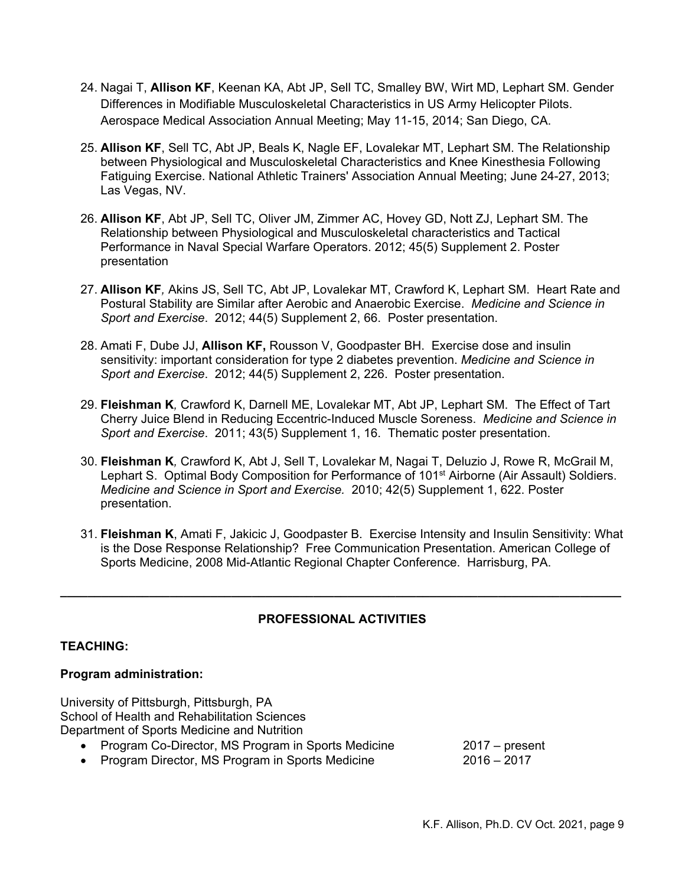24. Nagai T, **Allison KF**, Keenan KA, Abt JP, Sell TC, Smalley BW, Wirt MD, Lephart SM. Gender Differences in Modifiable Musculoskeletal Characteristics in US Army Helicopter Pilots. Aerospace Medical Association Annual Meeting; May 11-15, 2014; San Diego, CA.

25. **Allison KF**, Sell TC, Abt JP, Beals K, Nagle EF, Lovalekar MT, Lephart SM. The Relationship between Physiological and Musculoskeletal Characteristics and Knee Kinesthesia Following Fatiguing Exercise. National Athletic Trainers' Association Annual Meeting; June 24-27, 2013; Las Vegas, NV.

26. **Allison KF**, Abt JP, Sell TC, Oliver JM, Zimmer AC, Hovey GD, Nott ZJ, Lephart SM. The Relationship between Physiological and Musculoskeletal characteristics and Tactical Performance in Naval Special Warfare Operators. 2012; 45(5) Supplement 2. Poster presentation

27. **Allison KF***,* Akins JS, Sell TC, Abt JP, Lovalekar MT, Crawford K, Lephart SM. Heart Rate and Postural Stability are Similar after Aerobic and Anaerobic Exercise. *Medicine and Science in Sport and Exercise*. 2012; 44(5) Supplement 2, 66. Poster presentation.

28. Amati F, Dube JJ, **Allison KF,** Rousson V, Goodpaster BH. Exercise dose and insulin sensitivity: important consideration for type 2 diabetes prevention. *Medicine and Science in Sport and Exercise*. 2012; 44(5) Supplement 2, 226. Poster presentation.

29. **Fleishman K***,* Crawford K, Darnell ME, Lovalekar MT, Abt JP, Lephart SM. The Effect of Tart Cherry Juice Blend in Reducing Eccentric-Induced Muscle Soreness. *Medicine and Science in Sport and Exercise*. 2011; 43(5) Supplement 1, 16. Thematic poster presentation.

30. **Fleishman K***,* Crawford K, Abt J, Sell T, Lovalekar M, Nagai T, Deluzio J, Rowe R, McGrail M, Lephart S. Optimal Body Composition for Performance of 101st Airborne (Air Assault) Soldiers. *Medicine and Science in Sport and Exercise.* 2010; 42(5) Supplement 1, 622. Poster presentation.

31. **Fleishman K**, Amati F, Jakicic J, Goodpaster B. Exercise Intensity and Insulin Sensitivity: What is the Dose Response Relationship? Free Communication Presentation. American College of Sports Medicine, 2008 Mid-Atlantic Regional Chapter Conference. Harrisburg, PA.

---

## PROFESSIONAL ACTIVITIES

**TEACHING:**

**Program administration:**

University of Pittsburgh, Pittsburgh, PA
School of Health and Rehabilitation Sciences
Department of Sports Medicine and Nutrition

- Program Co-Director, MS Program in Sports Medicine 2017 – present
- Program Director, MS Program in Sports Medicine 2016 – 2017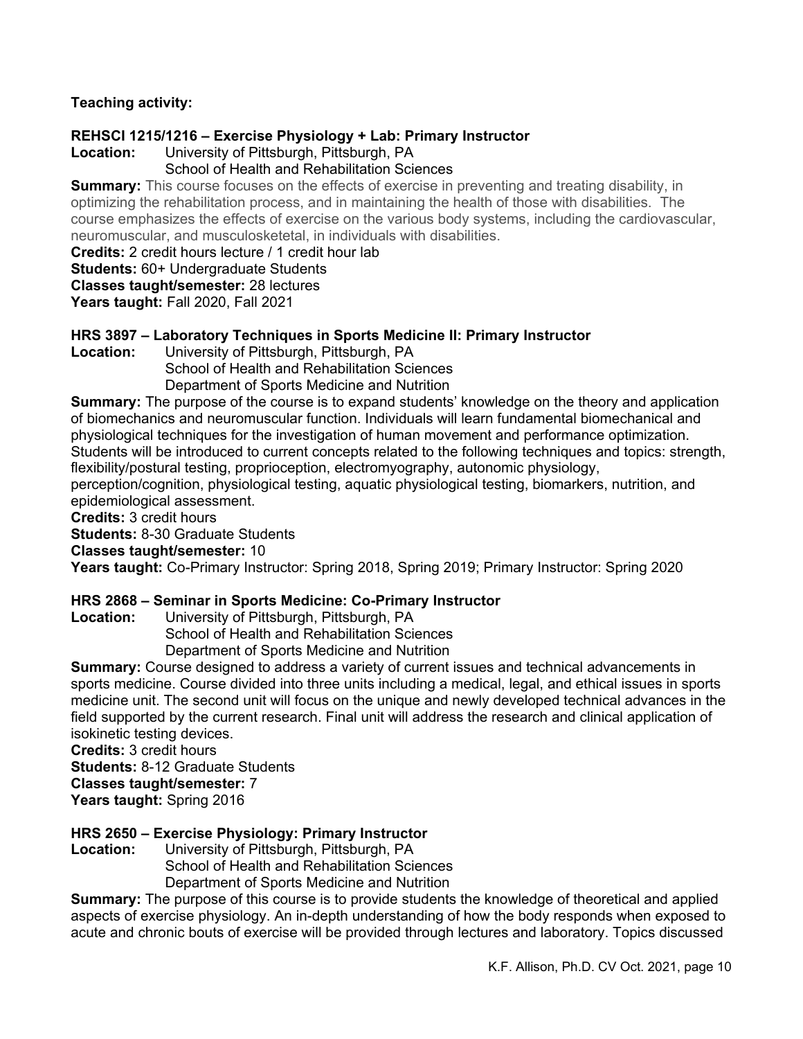**Teaching activity:**

**REHSCI 1215/1216 – Exercise Physiology + Lab: Primary Instructor**
**Location:** University of Pittsburgh, Pittsburgh, PA
School of Health and Rehabilitation Sciences
**Summary:** This course focuses on the effects of exercise in preventing and treating disability, in optimizing the rehabilitation process, and in maintaining the health of those with disabilities. The course emphasizes the effects of exercise on the various body systems, including the cardiovascular, neuromuscular, and musculosketetal, in individuals with disabilities.
**Credits:** 2 credit hours lecture / 1 credit hour lab
**Students:** 60+ Undergraduate Students
**Classes taught/semester:** 28 lectures
**Years taught:** Fall 2020, Fall 2021

**HRS 3897 – Laboratory Techniques in Sports Medicine II: Primary Instructor**
**Location:** University of Pittsburgh, Pittsburgh, PA
School of Health and Rehabilitation Sciences
Department of Sports Medicine and Nutrition
**Summary:** The purpose of the course is to expand students' knowledge on the theory and application of biomechanics and neuromuscular function. Individuals will learn fundamental biomechanical and physiological techniques for the investigation of human movement and performance optimization. Students will be introduced to current concepts related to the following techniques and topics: strength, flexibility/postural testing, proprioception, electromyography, autonomic physiology, perception/cognition, physiological testing, aquatic physiological testing, biomarkers, nutrition, and epidemiological assessment.
**Credits:** 3 credit hours
**Students:** 8-30 Graduate Students
**Classes taught/semester:** 10
**Years taught:** Co-Primary Instructor: Spring 2018, Spring 2019; Primary Instructor: Spring 2020

**HRS 2868 – Seminar in Sports Medicine: Co-Primary Instructor**
**Location:** University of Pittsburgh, Pittsburgh, PA
School of Health and Rehabilitation Sciences
Department of Sports Medicine and Nutrition
**Summary:** Course designed to address a variety of current issues and technical advancements in sports medicine. Course divided into three units including a medical, legal, and ethical issues in sports medicine unit. The second unit will focus on the unique and newly developed technical advances in the field supported by the current research. Final unit will address the research and clinical application of isokinetic testing devices.
**Credits:** 3 credit hours
**Students:** 8-12 Graduate Students
**Classes taught/semester:** 7
**Years taught:** Spring 2016

**HRS 2650 – Exercise Physiology: Primary Instructor**
**Location:** University of Pittsburgh, Pittsburgh, PA
School of Health and Rehabilitation Sciences
Department of Sports Medicine and Nutrition
**Summary:** The purpose of this course is to provide students the knowledge of theoretical and applied aspects of exercise physiology. An in-depth understanding of how the body responds when exposed to acute and chronic bouts of exercise will be provided through lectures and laboratory. Topics discussed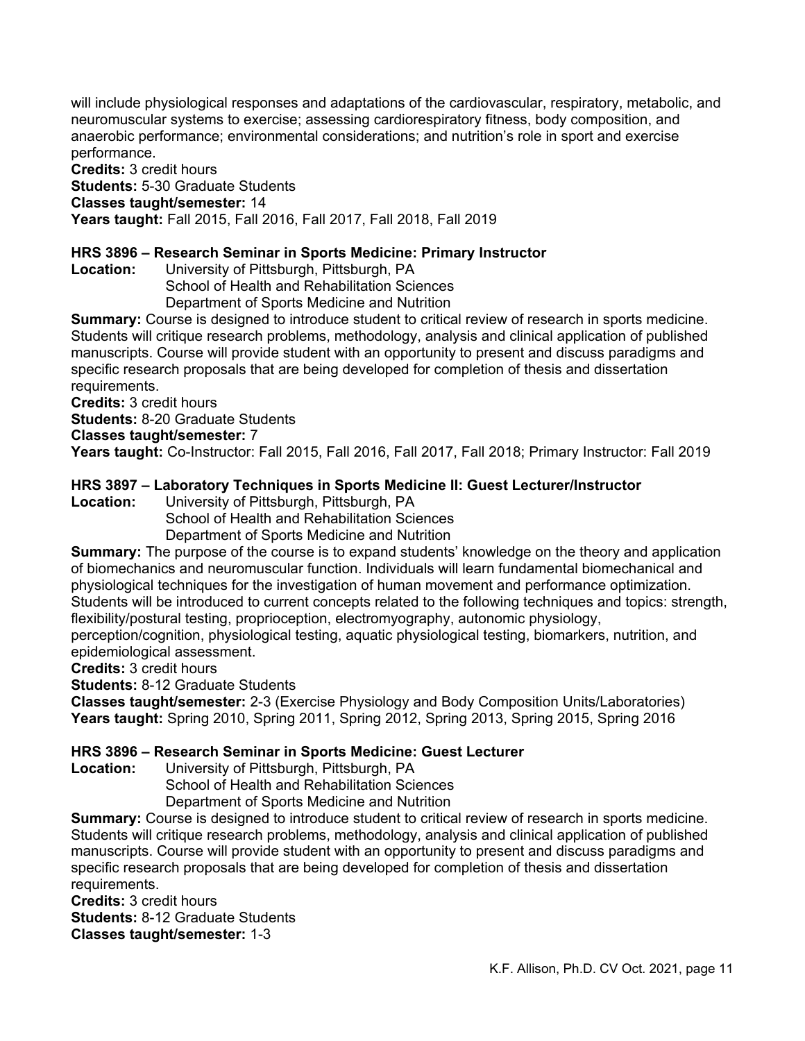will include physiological responses and adaptations of the cardiovascular, respiratory, metabolic, and neuromuscular systems to exercise; assessing cardiorespiratory fitness, body composition, and anaerobic performance; environmental considerations; and nutrition's role in sport and exercise performance.

**Credits:** 3 credit hours
**Students:** 5-30 Graduate Students
**Classes taught/semester:** 14
**Years taught:** Fall 2015, Fall 2016, Fall 2017, Fall 2018, Fall 2019

**HRS 3896 – Research Seminar in Sports Medicine: Primary Instructor**

**Location:** University of Pittsburgh, Pittsburgh, PA
School of Health and Rehabilitation Sciences
Department of Sports Medicine and Nutrition

**Summary:** Course is designed to introduce student to critical review of research in sports medicine. Students will critique research problems, methodology, analysis and clinical application of published manuscripts. Course will provide student with an opportunity to present and discuss paradigms and specific research proposals that are being developed for completion of thesis and dissertation requirements.

**Credits:** 3 credit hours
**Students:** 8-20 Graduate Students
**Classes taught/semester:** 7
**Years taught:** Co-Instructor: Fall 2015, Fall 2016, Fall 2017, Fall 2018; Primary Instructor: Fall 2019

**HRS 3897 – Laboratory Techniques in Sports Medicine II: Guest Lecturer/Instructor**

**Location:** University of Pittsburgh, Pittsburgh, PA
School of Health and Rehabilitation Sciences
Department of Sports Medicine and Nutrition

**Summary:** The purpose of the course is to expand students' knowledge on the theory and application of biomechanics and neuromuscular function. Individuals will learn fundamental biomechanical and physiological techniques for the investigation of human movement and performance optimization. Students will be introduced to current concepts related to the following techniques and topics: strength, flexibility/postural testing, proprioception, electromyography, autonomic physiology, perception/cognition, physiological testing, aquatic physiological testing, biomarkers, nutrition, and epidemiological assessment.

**Credits:** 3 credit hours
**Students:** 8-12 Graduate Students
**Classes taught/semester:** 2-3 (Exercise Physiology and Body Composition Units/Laboratories)
**Years taught:** Spring 2010, Spring 2011, Spring 2012, Spring 2013, Spring 2015, Spring 2016

**HRS 3896 – Research Seminar in Sports Medicine: Guest Lecturer**

**Location:** University of Pittsburgh, Pittsburgh, PA
School of Health and Rehabilitation Sciences
Department of Sports Medicine and Nutrition

**Summary:** Course is designed to introduce student to critical review of research in sports medicine. Students will critique research problems, methodology, analysis and clinical application of published manuscripts. Course will provide student with an opportunity to present and discuss paradigms and specific research proposals that are being developed for completion of thesis and dissertation requirements.

**Credits:** 3 credit hours
**Students:** 8-12 Graduate Students
**Classes taught/semester:** 1-3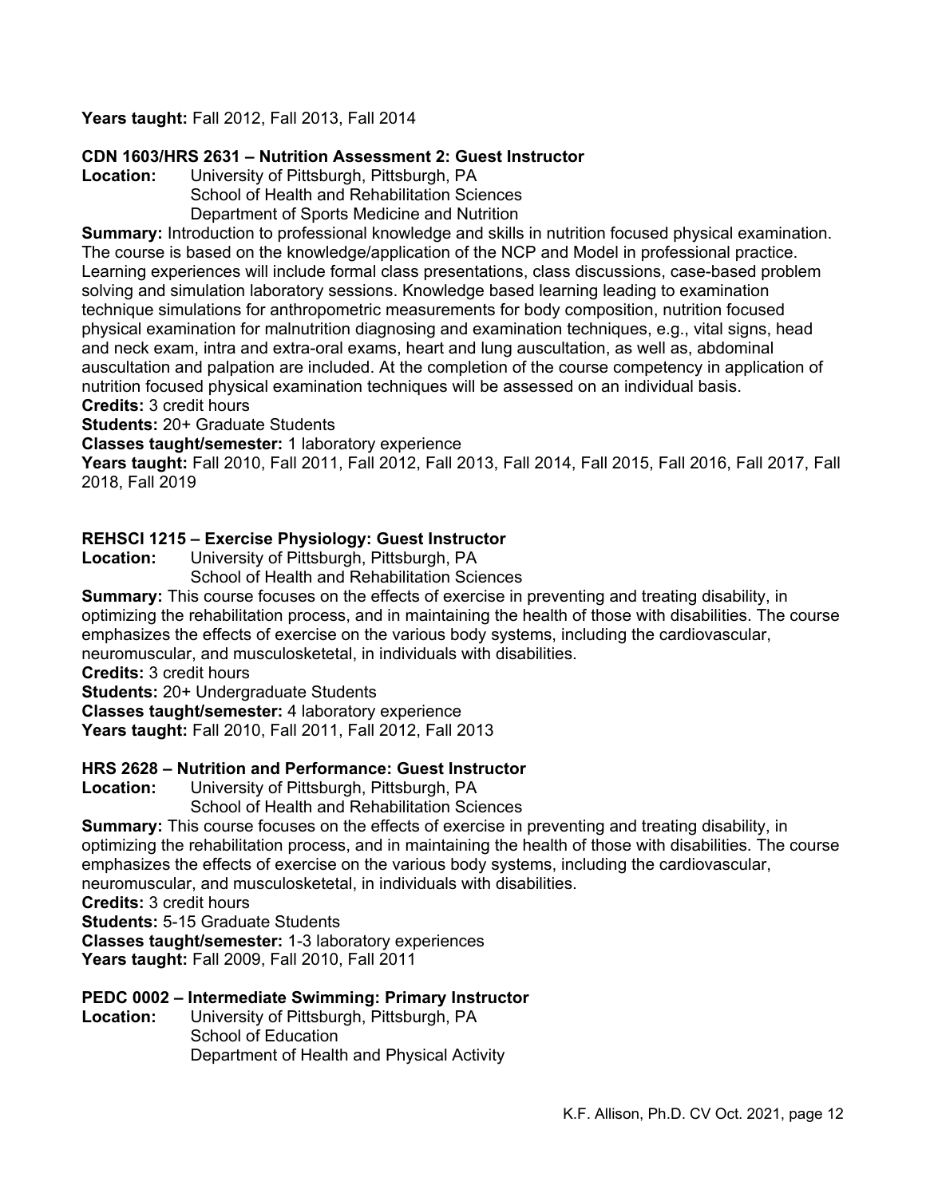**Years taught:** Fall 2012, Fall 2013, Fall 2014

**CDN 1603/HRS 2631 – Nutrition Assessment 2: Guest Instructor**

**Location:** University of Pittsburgh, Pittsburgh, PA
School of Health and Rehabilitation Sciences
Department of Sports Medicine and Nutrition

**Summary:** Introduction to professional knowledge and skills in nutrition focused physical examination. The course is based on the knowledge/application of the NCP and Model in professional practice. Learning experiences will include formal class presentations, class discussions, case-based problem solving and simulation laboratory sessions. Knowledge based learning leading to examination technique simulations for anthropometric measurements for body composition, nutrition focused physical examination for malnutrition diagnosing and examination techniques, e.g., vital signs, head and neck exam, intra and extra-oral exams, heart and lung auscultation, as well as, abdominal auscultation and palpation are included. At the completion of the course competency in application of nutrition focused physical examination techniques will be assessed on an individual basis.

**Credits:** 3 credit hours

**Students:** 20+ Graduate Students

**Classes taught/semester:** 1 laboratory experience

**Years taught:** Fall 2010, Fall 2011, Fall 2012, Fall 2013, Fall 2014, Fall 2015, Fall 2016, Fall 2017, Fall 2018, Fall 2019

**REHSCI 1215 – Exercise Physiology: Guest Instructor**

**Location:** University of Pittsburgh, Pittsburgh, PA
School of Health and Rehabilitation Sciences

**Summary:** This course focuses on the effects of exercise in preventing and treating disability, in optimizing the rehabilitation process, and in maintaining the health of those with disabilities. The course emphasizes the effects of exercise on the various body systems, including the cardiovascular, neuromuscular, and musculosketetal, in individuals with disabilities.

**Credits:** 3 credit hours

**Students:** 20+ Undergraduate Students

**Classes taught/semester:** 4 laboratory experience

**Years taught:** Fall 2010, Fall 2011, Fall 2012, Fall 2013

**HRS 2628 – Nutrition and Performance: Guest Instructor**

**Location:** University of Pittsburgh, Pittsburgh, PA
School of Health and Rehabilitation Sciences

**Summary:** This course focuses on the effects of exercise in preventing and treating disability, in optimizing the rehabilitation process, and in maintaining the health of those with disabilities. The course emphasizes the effects of exercise on the various body systems, including the cardiovascular, neuromuscular, and musculosketetal, in individuals with disabilities.

**Credits:** 3 credit hours

**Students:** 5-15 Graduate Students

**Classes taught/semester:** 1-3 laboratory experiences

**Years taught:** Fall 2009, Fall 2010, Fall 2011

**PEDC 0002 – Intermediate Swimming: Primary Instructor**

**Location:** University of Pittsburgh, Pittsburgh, PA
School of Education
Department of Health and Physical Activity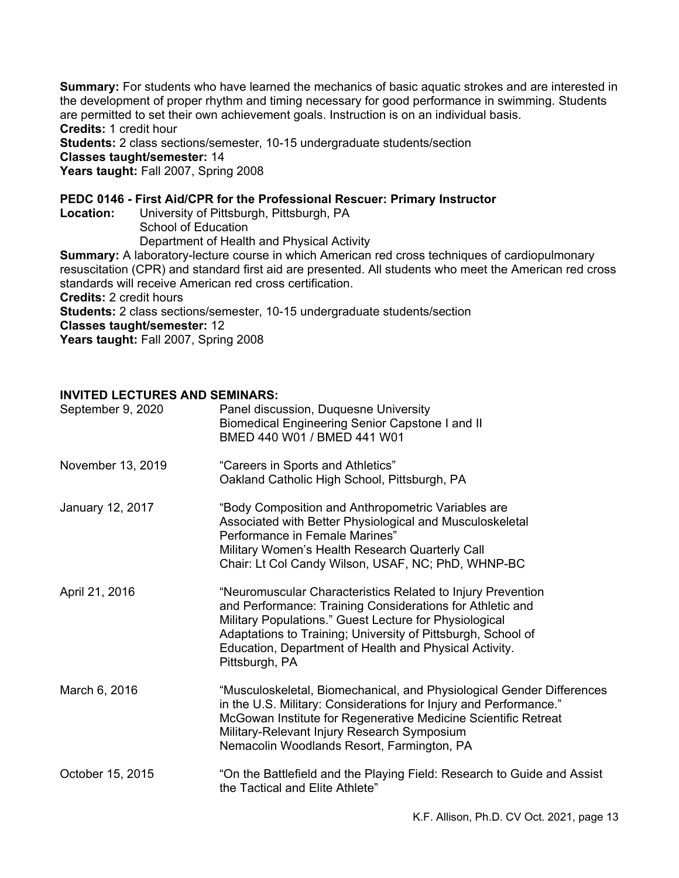**Summary:** For students who have learned the mechanics of basic aquatic strokes and are interested in the development of proper rhythm and timing necessary for good performance in swimming. Students are permitted to set their own achievement goals. Instruction is on an individual basis.
**Credits:** 1 credit hour
**Students:** 2 class sections/semester, 10-15 undergraduate students/section
**Classes taught/semester:** 14
**Years taught:** Fall 2007, Spring 2008

**PEDC 0146 - First Aid/CPR for the Professional Rescuer: Primary Instructor**
**Location:** University of Pittsburgh, Pittsburgh, PA
School of Education
Department of Health and Physical Activity
**Summary:** A laboratory-lecture course in which American red cross techniques of cardiopulmonary resuscitation (CPR) and standard first aid are presented. All students who meet the American red cross standards will receive American red cross certification.
**Credits:** 2 credit hours
**Students:** 2 class sections/semester, 10-15 undergraduate students/section
**Classes taught/semester:** 12
**Years taught:** Fall 2007, Spring 2008

**INVITED LECTURES AND SEMINARS:**

September 9, 2020 — Panel discussion, Duquesne University
Biomedical Engineering Senior Capstone I and II
BMED 440 W01 / BMED 441 W01

November 13, 2019 — "Careers in Sports and Athletics"
Oakland Catholic High School, Pittsburgh, PA

January 12, 2017 — "Body Composition and Anthropometric Variables are Associated with Better Physiological and Musculoskeletal Performance in Female Marines"
Military Women's Health Research Quarterly Call
Chair: Lt Col Candy Wilson, USAF, NC; PhD, WHNP-BC

April 21, 2016 — "Neuromuscular Characteristics Related to Injury Prevention and Performance: Training Considerations for Athletic and Military Populations." Guest Lecture for Physiological Adaptations to Training; University of Pittsburgh, School of Education, Department of Health and Physical Activity. Pittsburgh, PA

March 6, 2016 — "Musculoskeletal, Biomechanical, and Physiological Gender Differences in the U.S. Military: Considerations for Injury and Performance."
McGowan Institute for Regenerative Medicine Scientific Retreat
Military-Relevant Injury Research Symposium
Nemacolin Woodlands Resort, Farmington, PA

October 15, 2015 — "On the Battlefield and the Playing Field: Research to Guide and Assist the Tactical and Elite Athlete"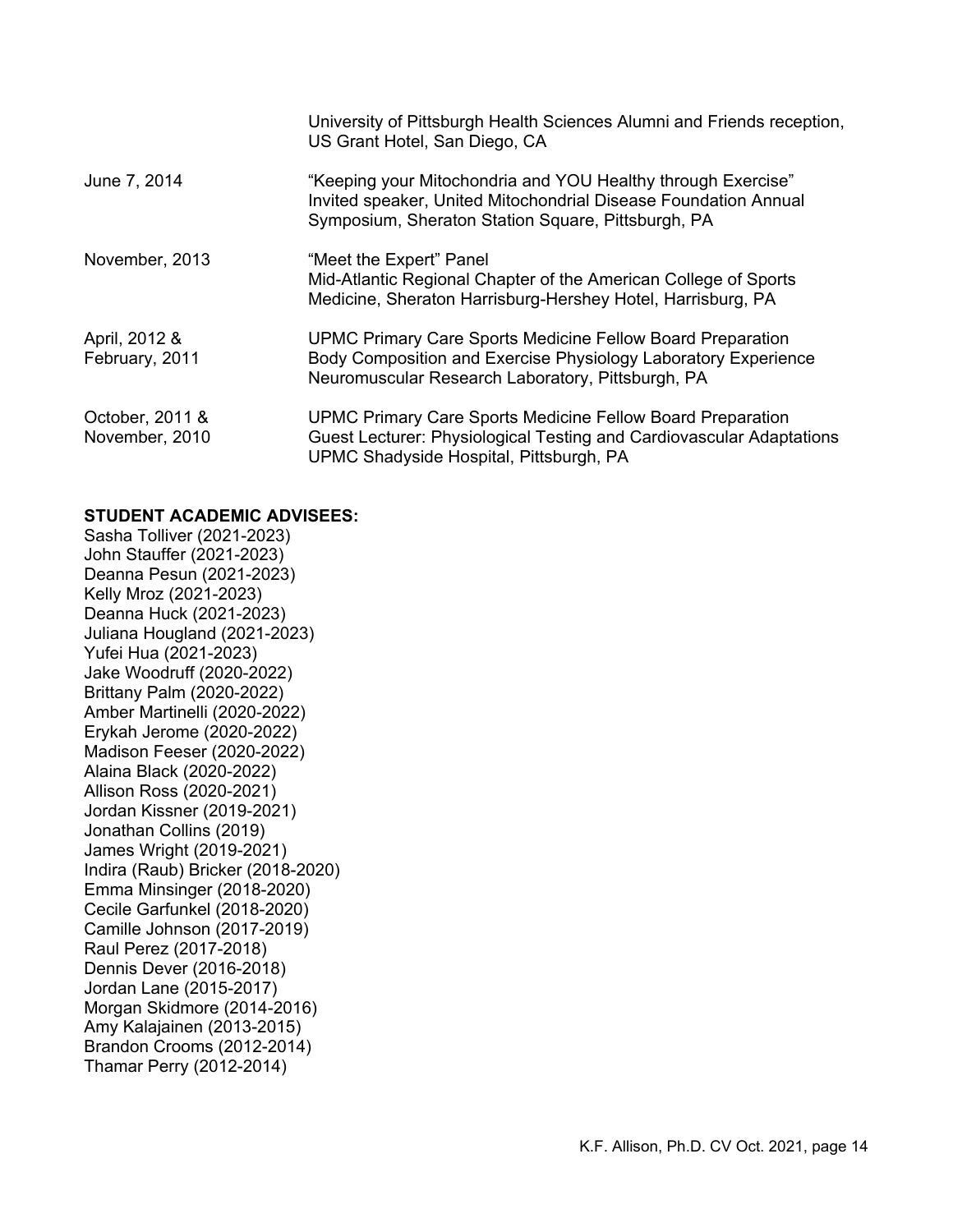| | |
|---|---|
| | University of Pittsburgh Health Sciences Alumni and Friends reception, US Grant Hotel, San Diego, CA |
| June 7, 2014 | "Keeping your Mitochondria and YOU Healthy through Exercise" Invited speaker, United Mitochondrial Disease Foundation Annual Symposium, Sheraton Station Square, Pittsburgh, PA |
| November, 2013 | "Meet the Expert" Panel Mid-Atlantic Regional Chapter of the American College of Sports Medicine, Sheraton Harrisburg-Hershey Hotel, Harrisburg, PA |
| April, 2012 & February, 2011 | UPMC Primary Care Sports Medicine Fellow Board Preparation Body Composition and Exercise Physiology Laboratory Experience Neuromuscular Research Laboratory, Pittsburgh, PA |
| October, 2011 & November, 2010 | UPMC Primary Care Sports Medicine Fellow Board Preparation Guest Lecturer: Physiological Testing and Cardiovascular Adaptations UPMC Shadyside Hospital, Pittsburgh, PA |

**STUDENT ACADEMIC ADVISEES:**

Sasha Tolliver (2021-2023)
John Stauffer (2021-2023)
Deanna Pesun (2021-2023)
Kelly Mroz (2021-2023)
Deanna Huck (2021-2023)
Juliana Hougland (2021-2023)
Yufei Hua (2021-2023)
Jake Woodruff (2020-2022)
Brittany Palm (2020-2022)
Amber Martinelli (2020-2022)
Erykah Jerome (2020-2022)
Madison Feeser (2020-2022)
Alaina Black (2020-2022)
Allison Ross (2020-2021)
Jordan Kissner (2019-2021)
Jonathan Collins (2019)
James Wright (2019-2021)
Indira (Raub) Bricker (2018-2020)
Emma Minsinger (2018-2020)
Cecile Garfunkel (2018-2020)
Camille Johnson (2017-2019)
Raul Perez (2017-2018)
Dennis Dever (2016-2018)
Jordan Lane (2015-2017)
Morgan Skidmore (2014-2016)
Amy Kalajainen (2013-2015)
Brandon Crooms (2012-2014)
Thamar Perry (2012-2014)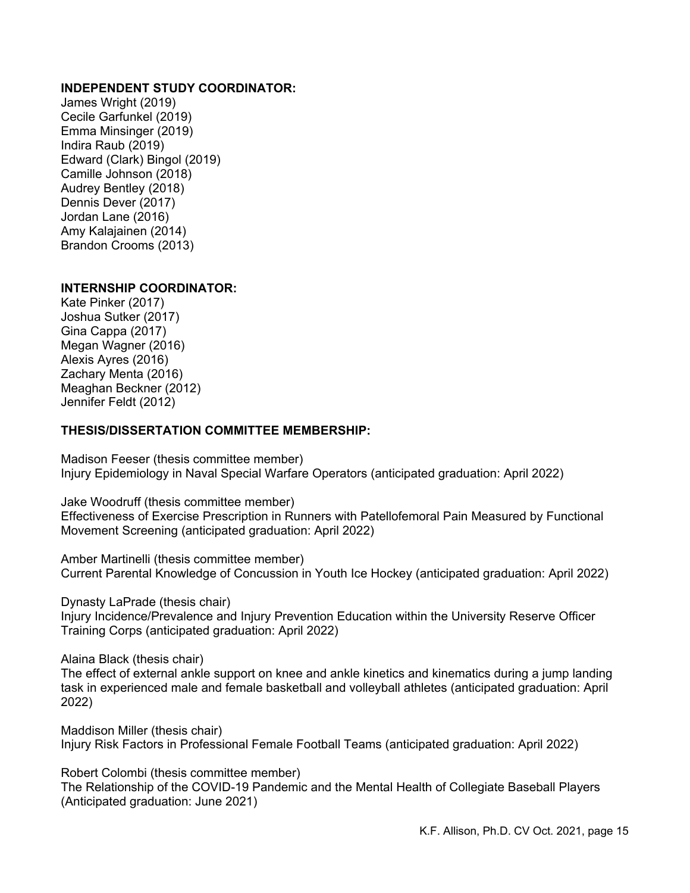**INDEPENDENT STUDY COORDINATOR:**
James Wright (2019)
Cecile Garfunkel (2019)
Emma Minsinger (2019)
Indira Raub (2019)
Edward (Clark) Bingol (2019)
Camille Johnson (2018)
Audrey Bentley (2018)
Dennis Dever (2017)
Jordan Lane (2016)
Amy Kalajainen (2014)
Brandon Crooms (2013)

**INTERNSHIP COORDINATOR:**
Kate Pinker (2017)
Joshua Sutker (2017)
Gina Cappa (2017)
Megan Wagner (2016)
Alexis Ayres (2016)
Zachary Menta (2016)
Meaghan Beckner (2012)
Jennifer Feldt (2012)

**THESIS/DISSERTATION COMMITTEE MEMBERSHIP:**

Madison Feeser (thesis committee member)
Injury Epidemiology in Naval Special Warfare Operators (anticipated graduation: April 2022)

Jake Woodruff (thesis committee member)
Effectiveness of Exercise Prescription in Runners with Patellofemoral Pain Measured by Functional Movement Screening (anticipated graduation: April 2022)

Amber Martinelli (thesis committee member)
Current Parental Knowledge of Concussion in Youth Ice Hockey (anticipated graduation: April 2022)

Dynasty LaPrade (thesis chair)
Injury Incidence/Prevalence and Injury Prevention Education within the University Reserve Officer Training Corps (anticipated graduation: April 2022)

Alaina Black (thesis chair)
The effect of external ankle support on knee and ankle kinetics and kinematics during a jump landing task in experienced male and female basketball and volleyball athletes (anticipated graduation: April 2022)

Maddison Miller (thesis chair)
Injury Risk Factors in Professional Female Football Teams (anticipated graduation: April 2022)

Robert Colombi (thesis committee member)
The Relationship of the COVID-19 Pandemic and the Mental Health of Collegiate Baseball Players (Anticipated graduation: June 2021)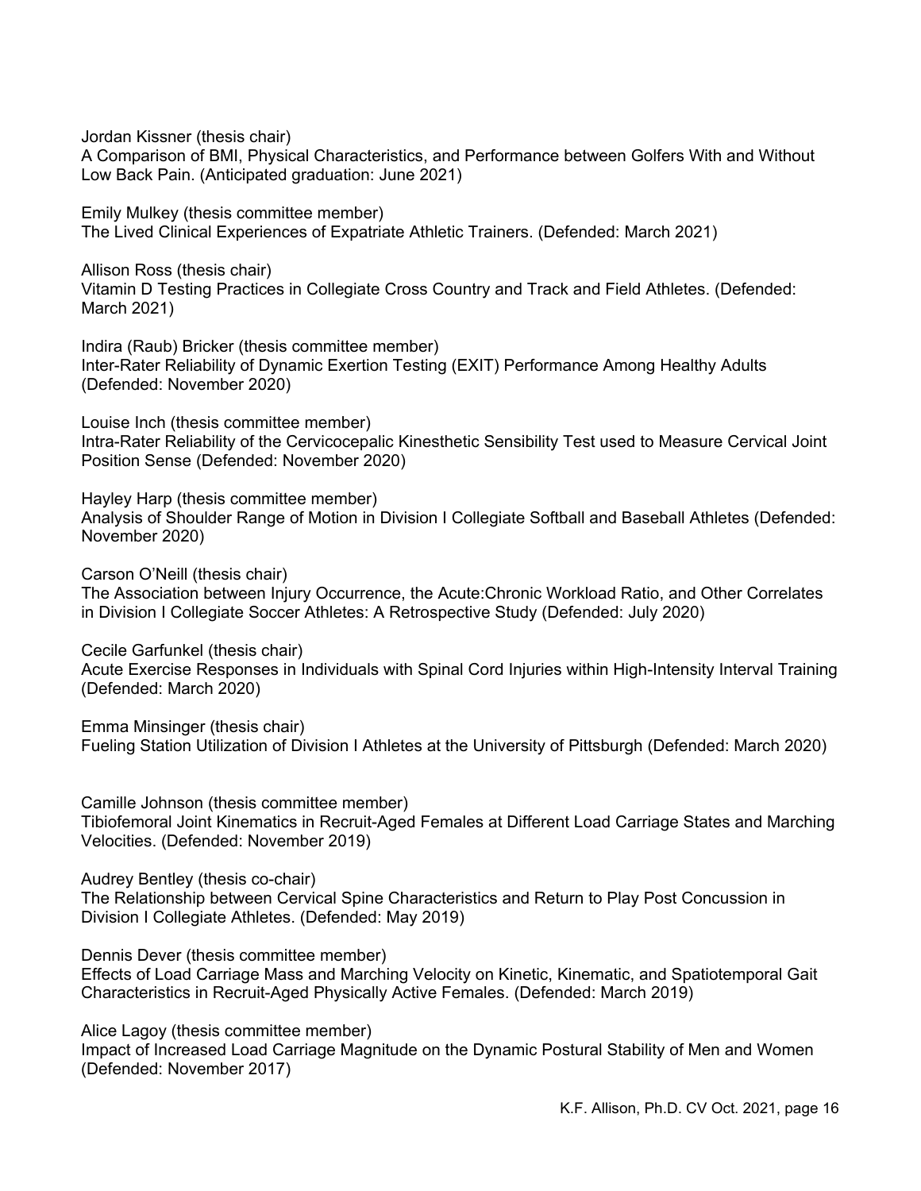Jordan Kissner (thesis chair)
A Comparison of BMI, Physical Characteristics, and Performance between Golfers With and Without Low Back Pain. (Anticipated graduation: June 2021)

Emily Mulkey (thesis committee member)
The Lived Clinical Experiences of Expatriate Athletic Trainers. (Defended: March 2021)

Allison Ross (thesis chair)
Vitamin D Testing Practices in Collegiate Cross Country and Track and Field Athletes. (Defended: March 2021)

Indira (Raub) Bricker (thesis committee member)
Inter-Rater Reliability of Dynamic Exertion Testing (EXIT) Performance Among Healthy Adults (Defended: November 2020)

Louise Inch (thesis committee member)
Intra-Rater Reliability of the Cervicocepalic Kinesthetic Sensibility Test used to Measure Cervical Joint Position Sense (Defended: November 2020)

Hayley Harp (thesis committee member)
Analysis of Shoulder Range of Motion in Division I Collegiate Softball and Baseball Athletes (Defended: November 2020)

Carson O'Neill (thesis chair)
The Association between Injury Occurrence, the Acute:Chronic Workload Ratio, and Other Correlates in Division I Collegiate Soccer Athletes: A Retrospective Study (Defended: July 2020)

Cecile Garfunkel (thesis chair)
Acute Exercise Responses in Individuals with Spinal Cord Injuries within High-Intensity Interval Training (Defended: March 2020)

Emma Minsinger (thesis chair)
Fueling Station Utilization of Division I Athletes at the University of Pittsburgh (Defended: March 2020)

Camille Johnson (thesis committee member)
Tibiofemoral Joint Kinematics in Recruit-Aged Females at Different Load Carriage States and Marching Velocities. (Defended: November 2019)

Audrey Bentley (thesis co-chair)
The Relationship between Cervical Spine Characteristics and Return to Play Post Concussion in Division I Collegiate Athletes. (Defended: May 2019)

Dennis Dever (thesis committee member)
Effects of Load Carriage Mass and Marching Velocity on Kinetic, Kinematic, and Spatiotemporal Gait Characteristics in Recruit-Aged Physically Active Females. (Defended: March 2019)

Alice Lagoy (thesis committee member)
Impact of Increased Load Carriage Magnitude on the Dynamic Postural Stability of Men and Women (Defended: November 2017)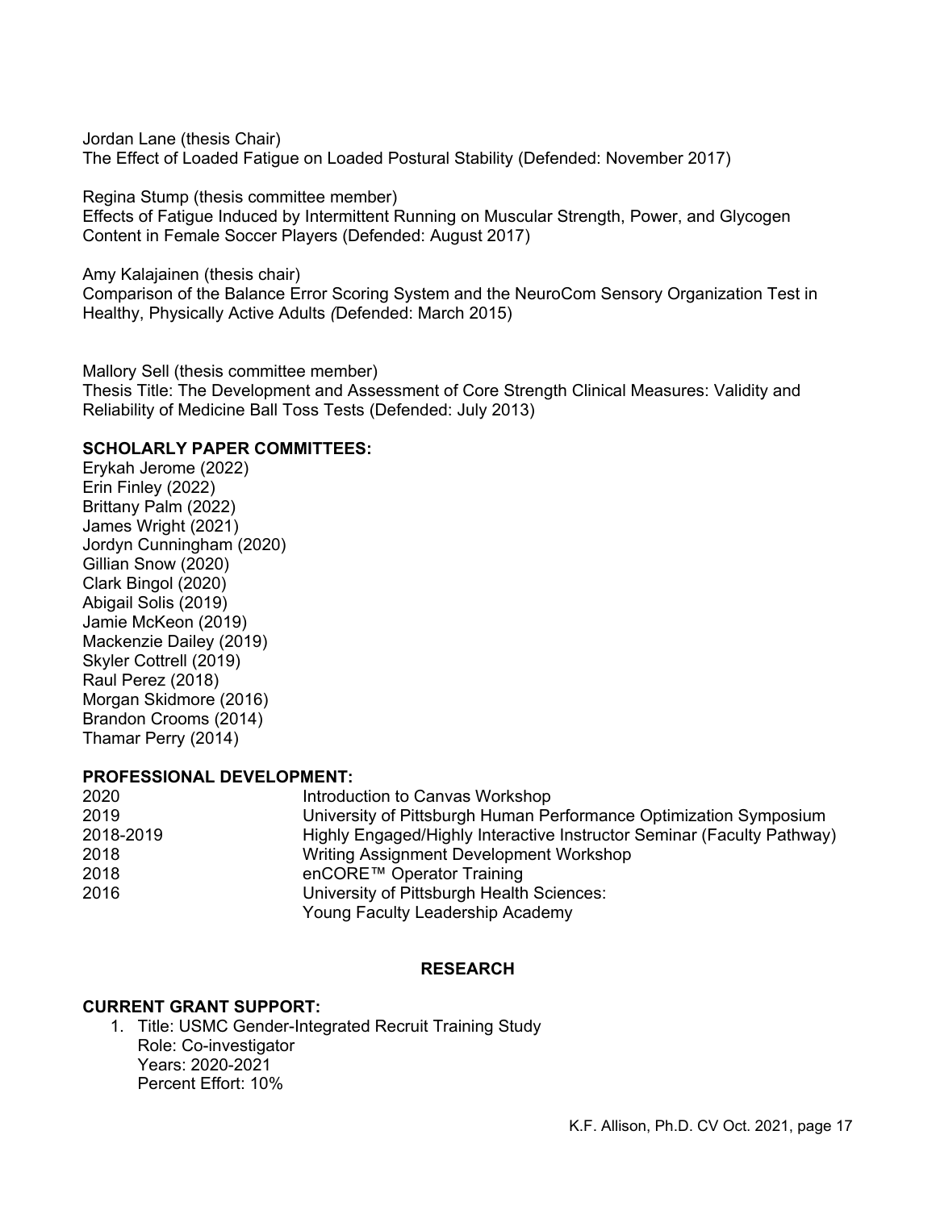Jordan Lane (thesis Chair)
The Effect of Loaded Fatigue on Loaded Postural Stability (Defended: November 2017)

Regina Stump (thesis committee member)
Effects of Fatigue Induced by Intermittent Running on Muscular Strength, Power, and Glycogen Content in Female Soccer Players (Defended: August 2017)

Amy Kalajainen (thesis chair)
Comparison of the Balance Error Scoring System and the NeuroCom Sensory Organization Test in Healthy, Physically Active Adults *(*Defended: March 2015)

Mallory Sell (thesis committee member)
Thesis Title: The Development and Assessment of Core Strength Clinical Measures: Validity and Reliability of Medicine Ball Toss Tests (Defended: July 2013)

**SCHOLARLY PAPER COMMITTEES:**

Erykah Jerome (2022)
Erin Finley (2022)
Brittany Palm (2022)
James Wright (2021)
Jordyn Cunningham (2020)
Gillian Snow (2020)
Clark Bingol (2020)
Abigail Solis (2019)
Jamie McKeon (2019)
Mackenzie Dailey (2019)
Skyler Cottrell (2019)
Raul Perez (2018)
Morgan Skidmore (2016)
Brandon Crooms (2014)
Thamar Perry (2014)

**PROFESSIONAL DEVELOPMENT:**

| | |
|---|---|
| 2020 | Introduction to Canvas Workshop |
| 2019 | University of Pittsburgh Human Performance Optimization Symposium |
| 2018-2019 | Highly Engaged/Highly Interactive Instructor Seminar (Faculty Pathway) |
| 2018 | Writing Assignment Development Workshop |
| 2018 | enCORE™ Operator Training |
| 2016 | University of Pittsburgh Health Sciences: Young Faculty Leadership Academy |

## RESEARCH

**CURRENT GRANT SUPPORT:**

1. Title: USMC Gender-Integrated Recruit Training Study
   Role: Co-investigator
   Years: 2020-2021
   Percent Effort: 10%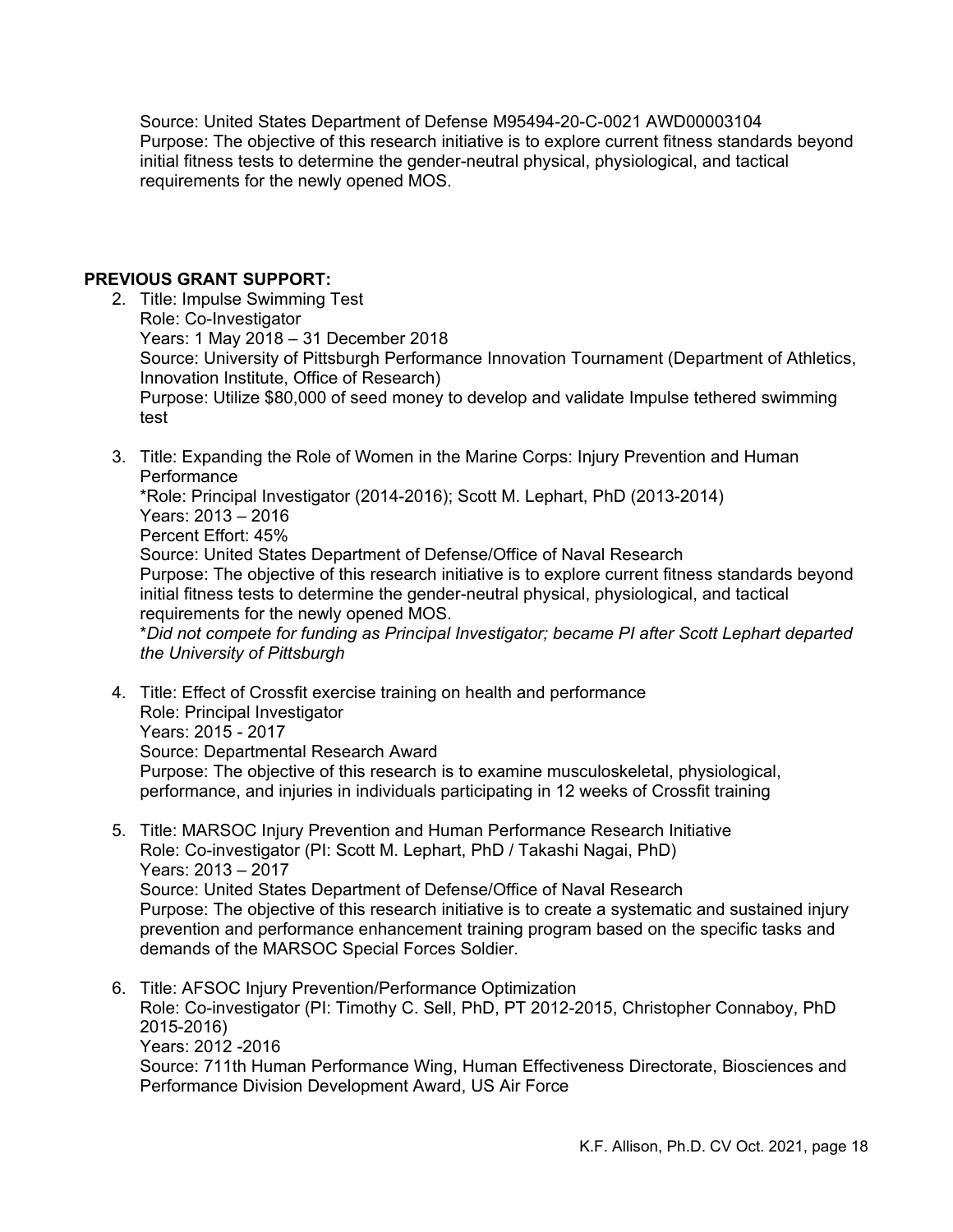Source: United States Department of Defense M95494-20-C-0021 AWD00003104
Purpose: The objective of this research initiative is to explore current fitness standards beyond initial fitness tests to determine the gender-neutral physical, physiological, and tactical requirements for the newly opened MOS.

**PREVIOUS GRANT SUPPORT:**

2. Title: Impulse Swimming Test
   Role: Co-Investigator
   Years: 1 May 2018 – 31 December 2018
   Source: University of Pittsburgh Performance Innovation Tournament (Department of Athletics, Innovation Institute, Office of Research)
   Purpose: Utilize $80,000 of seed money to develop and validate Impulse tethered swimming test

3. Title: Expanding the Role of Women in the Marine Corps: Injury Prevention and Human Performance
   *Role: Principal Investigator (2014-2016); Scott M. Lephart, PhD (2013-2014)
   Years: 2013 – 2016
   Percent Effort: 45%
   Source: United States Department of Defense/Office of Naval Research
   Purpose: The objective of this research initiative is to explore current fitness standards beyond initial fitness tests to determine the gender-neutral physical, physiological, and tactical requirements for the newly opened MOS.
   **Did not compete for funding as Principal Investigator; became PI after Scott Lephart departed the University of Pittsburgh*

4. Title: Effect of Crossfit exercise training on health and performance
   Role: Principal Investigator
   Years: 2015 - 2017
   Source: Departmental Research Award
   Purpose: The objective of this research is to examine musculoskeletal, physiological, performance, and injuries in individuals participating in 12 weeks of Crossfit training

5. Title: MARSOC Injury Prevention and Human Performance Research Initiative
   Role: Co-investigator (PI: Scott M. Lephart, PhD / Takashi Nagai, PhD)
   Years: 2013 – 2017
   Source: United States Department of Defense/Office of Naval Research
   Purpose: The objective of this research initiative is to create a systematic and sustained injury prevention and performance enhancement training program based on the specific tasks and demands of the MARSOC Special Forces Soldier.

6. Title: AFSOC Injury Prevention/Performance Optimization
   Role: Co-investigator (PI: Timothy C. Sell, PhD, PT 2012-2015, Christopher Connaboy, PhD 2015-2016)
   Years: 2012 -2016
   Source: 711th Human Performance Wing, Human Effectiveness Directorate, Biosciences and Performance Division Development Award, US Air Force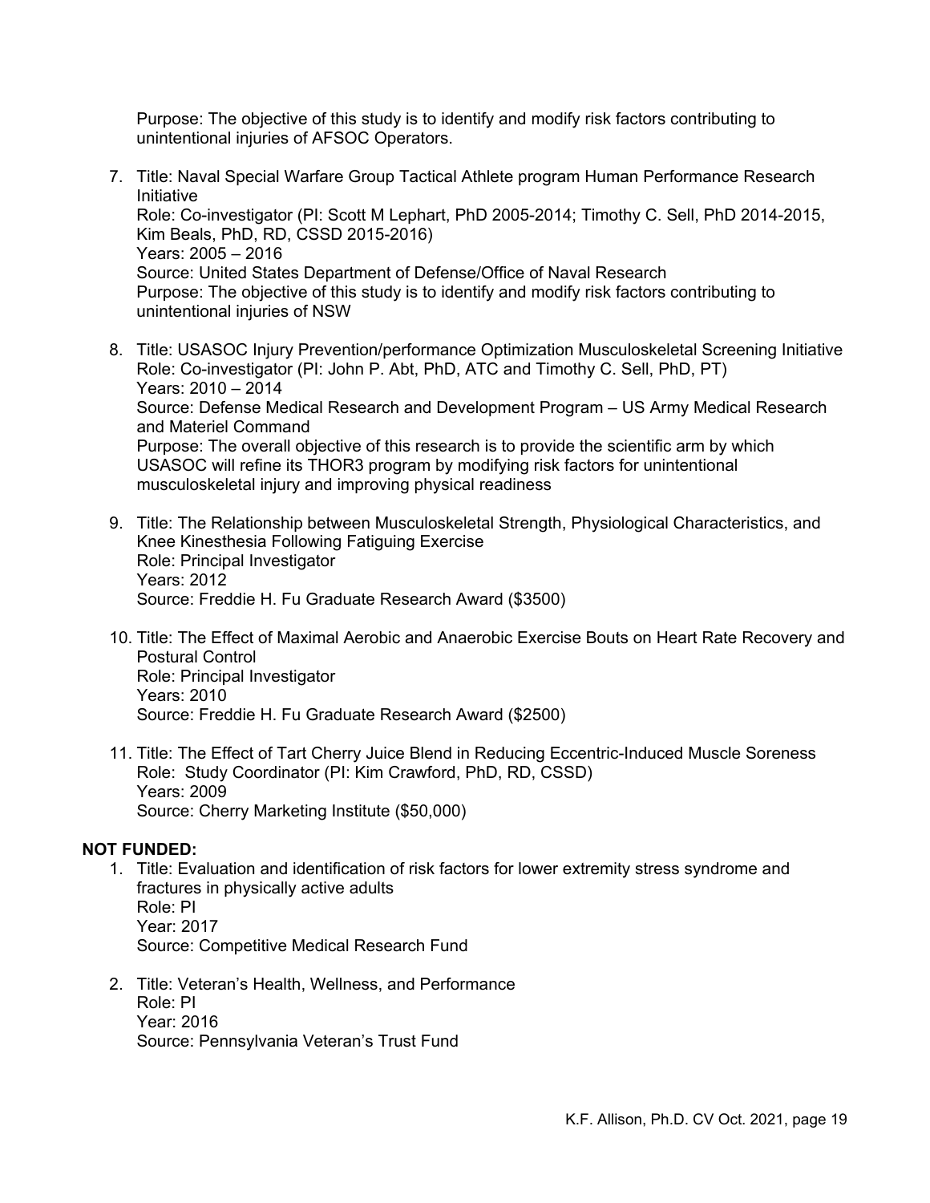Purpose: The objective of this study is to identify and modify risk factors contributing to unintentional injuries of AFSOC Operators.

7. Title: Naval Special Warfare Group Tactical Athlete program Human Performance Research Initiative
   Role: Co-investigator (PI: Scott M Lephart, PhD 2005-2014; Timothy C. Sell, PhD 2014-2015, Kim Beals, PhD, RD, CSSD 2015-2016)
   Years: 2005 – 2016
   Source: United States Department of Defense/Office of Naval Research
   Purpose: The objective of this study is to identify and modify risk factors contributing to unintentional injuries of NSW

8. Title: USASOC Injury Prevention/performance Optimization Musculoskeletal Screening Initiative
   Role: Co-investigator (PI: John P. Abt, PhD, ATC and Timothy C. Sell, PhD, PT)
   Years: 2010 – 2014
   Source: Defense Medical Research and Development Program – US Army Medical Research and Materiel Command
   Purpose: The overall objective of this research is to provide the scientific arm by which USASOC will refine its THOR3 program by modifying risk factors for unintentional musculoskeletal injury and improving physical readiness

9. Title: The Relationship between Musculoskeletal Strength, Physiological Characteristics, and Knee Kinesthesia Following Fatiguing Exercise
   Role: Principal Investigator
   Years: 2012
   Source: Freddie H. Fu Graduate Research Award ($3500)

10. Title: The Effect of Maximal Aerobic and Anaerobic Exercise Bouts on Heart Rate Recovery and Postural Control
    Role: Principal Investigator
    Years: 2010
    Source: Freddie H. Fu Graduate Research Award ($2500)

11. Title: The Effect of Tart Cherry Juice Blend in Reducing Eccentric-Induced Muscle Soreness
    Role: Study Coordinator (PI: Kim Crawford, PhD, RD, CSSD)
    Years: 2009
    Source: Cherry Marketing Institute ($50,000)

**NOT FUNDED:**

1. Title: Evaluation and identification of risk factors for lower extremity stress syndrome and fractures in physically active adults
   Role: PI
   Year: 2017
   Source: Competitive Medical Research Fund

2. Title: Veteran's Health, Wellness, and Performance
   Role: PI
   Year: 2016
   Source: Pennsylvania Veteran's Trust Fund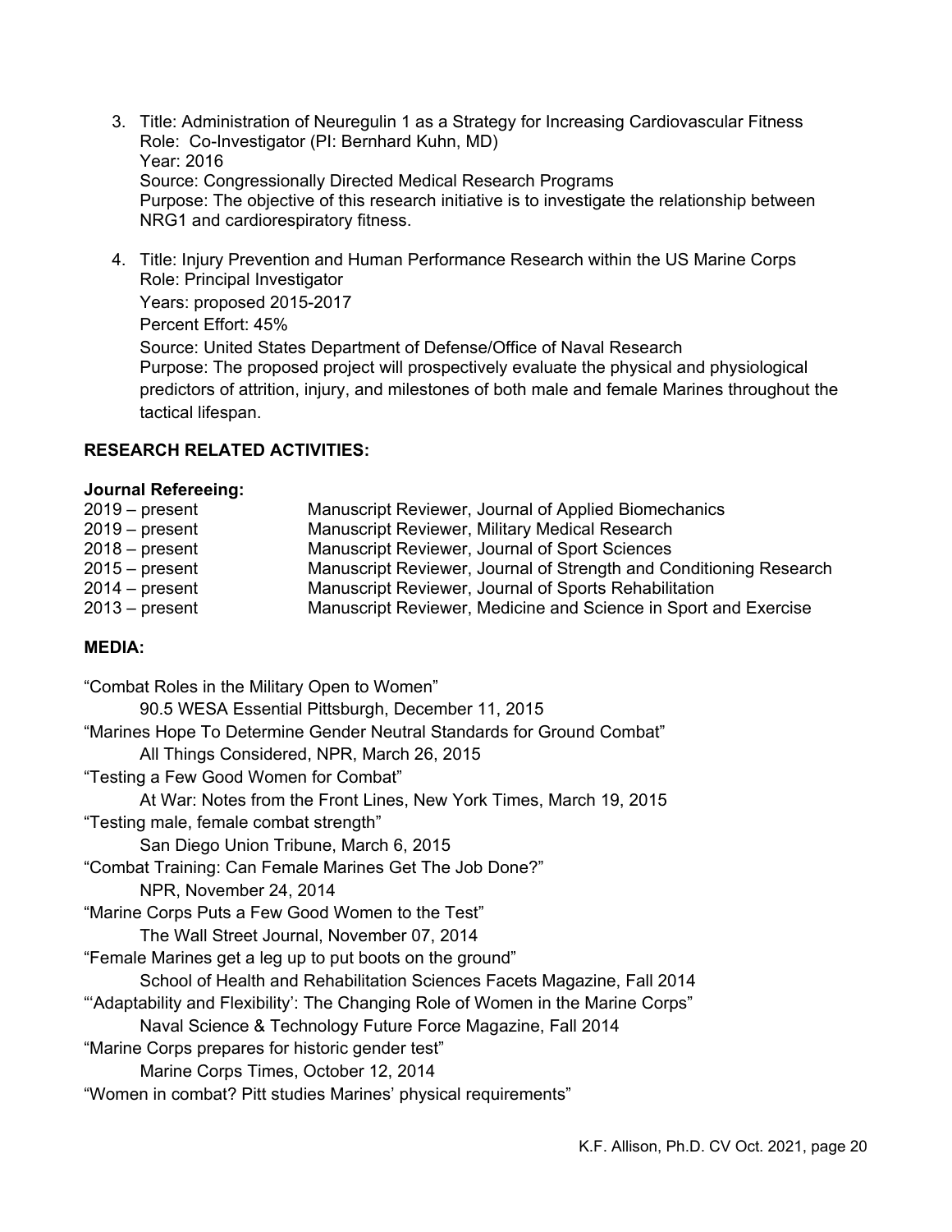3. Title: Administration of Neuregulin 1 as a Strategy for Increasing Cardiovascular Fitness
   Role: Co-Investigator (PI: Bernhard Kuhn, MD)
   Year: 2016
   Source: Congressionally Directed Medical Research Programs
   Purpose: The objective of this research initiative is to investigate the relationship between NRG1 and cardiorespiratory fitness.

4. Title: Injury Prevention and Human Performance Research within the US Marine Corps
   Role: Principal Investigator
   Years: proposed 2015-2017
   Percent Effort: 45%
   Source: United States Department of Defense/Office of Naval Research
   Purpose: The proposed project will prospectively evaluate the physical and physiological predictors of attrition, injury, and milestones of both male and female Marines throughout the tactical lifespan.

**RESEARCH RELATED ACTIVITIES:**

**Journal Refereeing:**

| | |
|---|---|
| 2019 – present | Manuscript Reviewer, Journal of Applied Biomechanics |
| 2019 – present | Manuscript Reviewer, Military Medical Research |
| 2018 – present | Manuscript Reviewer, Journal of Sport Sciences |
| 2015 – present | Manuscript Reviewer, Journal of Strength and Conditioning Research |
| 2014 – present | Manuscript Reviewer, Journal of Sports Rehabilitation |
| 2013 – present | Manuscript Reviewer, Medicine and Science in Sport and Exercise |

**MEDIA:**

"Combat Roles in the Military Open to Women"
  90.5 WESA Essential Pittsburgh, December 11, 2015
"Marines Hope To Determine Gender Neutral Standards for Ground Combat"
  All Things Considered, NPR, March 26, 2015
"Testing a Few Good Women for Combat"
  At War: Notes from the Front Lines, New York Times, March 19, 2015
"Testing male, female combat strength"
  San Diego Union Tribune, March 6, 2015
"Combat Training: Can Female Marines Get The Job Done?"
  NPR, November 24, 2014
"Marine Corps Puts a Few Good Women to the Test"
  The Wall Street Journal, November 07, 2014
"Female Marines get a leg up to put boots on the ground"
  School of Health and Rehabilitation Sciences Facets Magazine, Fall 2014
"'Adaptability and Flexibility': The Changing Role of Women in the Marine Corps"
  Naval Science & Technology Future Force Magazine, Fall 2014
"Marine Corps prepares for historic gender test"
  Marine Corps Times, October 12, 2014
"Women in combat? Pitt studies Marines' physical requirements"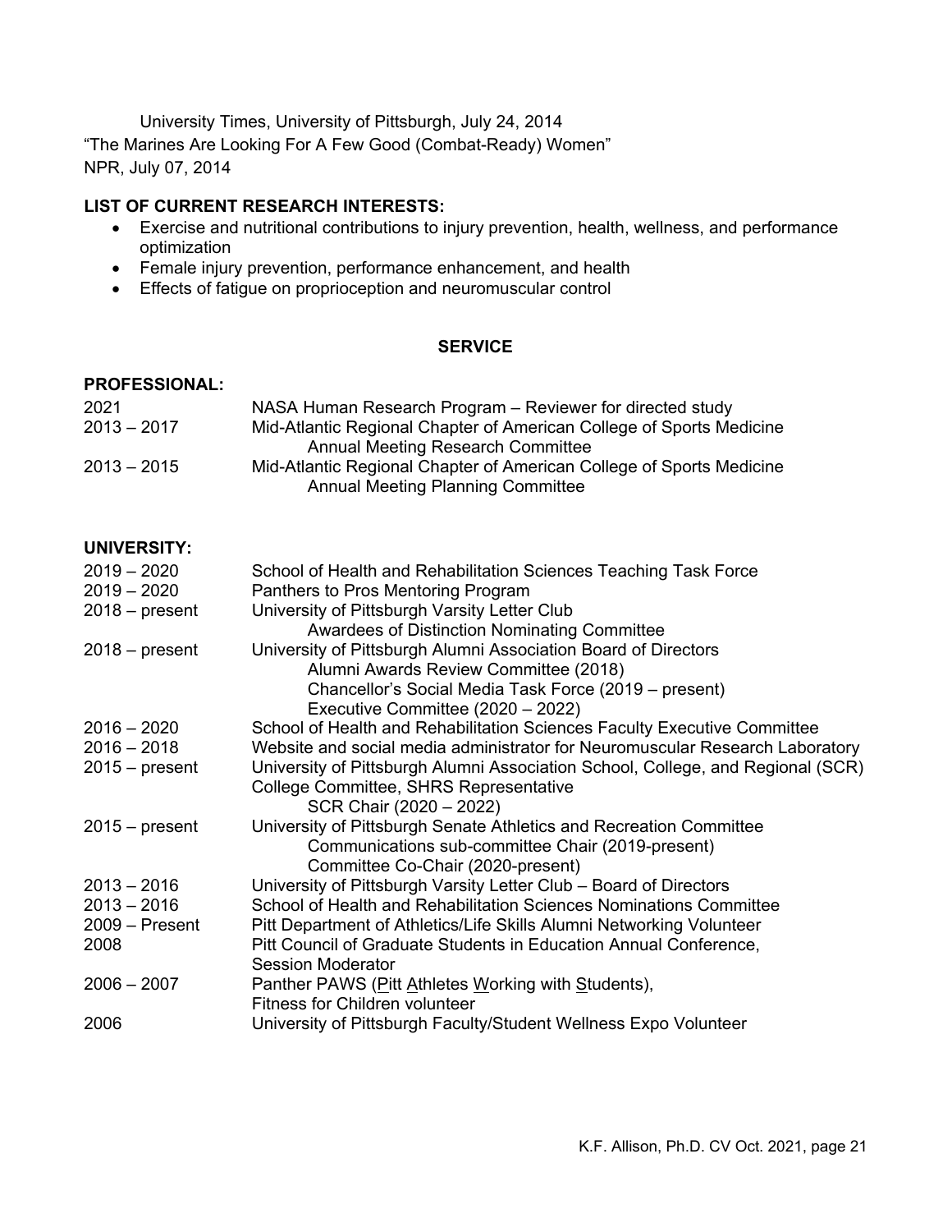University Times, University of Pittsburgh, July 24, 2014

"The Marines Are Looking For A Few Good (Combat-Ready) Women"

NPR, July 07, 2014

**LIST OF CURRENT RESEARCH INTERESTS:**

- Exercise and nutritional contributions to injury prevention, health, wellness, and performance optimization
- Female injury prevention, performance enhancement, and health
- Effects of fatigue on proprioception and neuromuscular control

## SERVICE

**PROFESSIONAL:**

| | |
|---|---|
| 2021 | NASA Human Research Program – Reviewer for directed study |
| 2013 – 2017 | Mid-Atlantic Regional Chapter of American College of Sports Medicine Annual Meeting Research Committee |
| 2013 – 2015 | Mid-Atlantic Regional Chapter of American College of Sports Medicine Annual Meeting Planning Committee |

**UNIVERSITY:**

| | |
|---|---|
| 2019 – 2020 | School of Health and Rehabilitation Sciences Teaching Task Force |
| 2019 – 2020 | Panthers to Pros Mentoring Program |
| 2018 – present | University of Pittsburgh Varsity Letter Club<br>Awardees of Distinction Nominating Committee |
| 2018 – present | University of Pittsburgh Alumni Association Board of Directors<br>Alumni Awards Review Committee (2018)<br>Chancellor's Social Media Task Force (2019 – present)<br>Executive Committee (2020 – 2022) |
| 2016 – 2020 | School of Health and Rehabilitation Sciences Faculty Executive Committee |
| 2016 – 2018 | Website and social media administrator for Neuromuscular Research Laboratory |
| 2015 – present | University of Pittsburgh Alumni Association School, College, and Regional (SCR) College Committee, SHRS Representative<br>SCR Chair (2020 – 2022) |
| 2015 – present | University of Pittsburgh Senate Athletics and Recreation Committee<br>Communications sub-committee Chair (2019-present)<br>Committee Co-Chair (2020-present) |
| 2013 – 2016 | University of Pittsburgh Varsity Letter Club – Board of Directors |
| 2013 – 2016 | School of Health and Rehabilitation Sciences Nominations Committee |
| 2009 – Present | Pitt Department of Athletics/Life Skills Alumni Networking Volunteer |
| 2008 | Pitt Council of Graduate Students in Education Annual Conference, Session Moderator |
| 2006 – 2007 | Panther PAWS (Pitt Athletes Working with Students), Fitness for Children volunteer |
| 2006 | University of Pittsburgh Faculty/Student Wellness Expo Volunteer |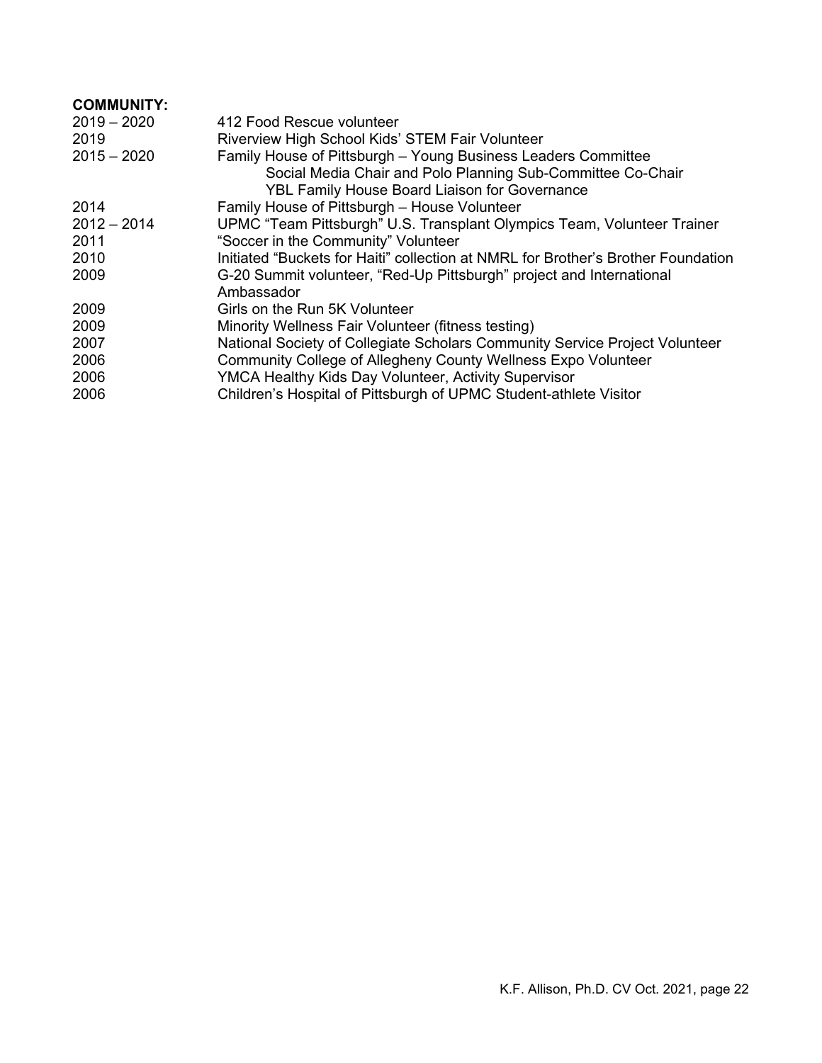**COMMUNITY:**

| | |
|---|---|
| 2019 – 2020 | 412 Food Rescue volunteer |
| 2019 | Riverview High School Kids' STEM Fair Volunteer |
| 2015 – 2020 | Family House of Pittsburgh – Young Business Leaders Committee<br>Social Media Chair and Polo Planning Sub-Committee Co-Chair<br>YBL Family House Board Liaison for Governance |
| 2014 | Family House of Pittsburgh – House Volunteer |
| 2012 – 2014 | UPMC "Team Pittsburgh" U.S. Transplant Olympics Team, Volunteer Trainer |
| 2011 | "Soccer in the Community" Volunteer |
| 2010 | Initiated "Buckets for Haiti" collection at NMRL for Brother's Brother Foundation |
| 2009 | G-20 Summit volunteer, "Red-Up Pittsburgh" project and International Ambassador |
| 2009 | Girls on the Run 5K Volunteer |
| 2009 | Minority Wellness Fair Volunteer (fitness testing) |
| 2007 | National Society of Collegiate Scholars Community Service Project Volunteer |
| 2006 | Community College of Allegheny County Wellness Expo Volunteer |
| 2006 | YMCA Healthy Kids Day Volunteer, Activity Supervisor |
| 2006 | Children's Hospital of Pittsburgh of UPMC Student-athlete Visitor |